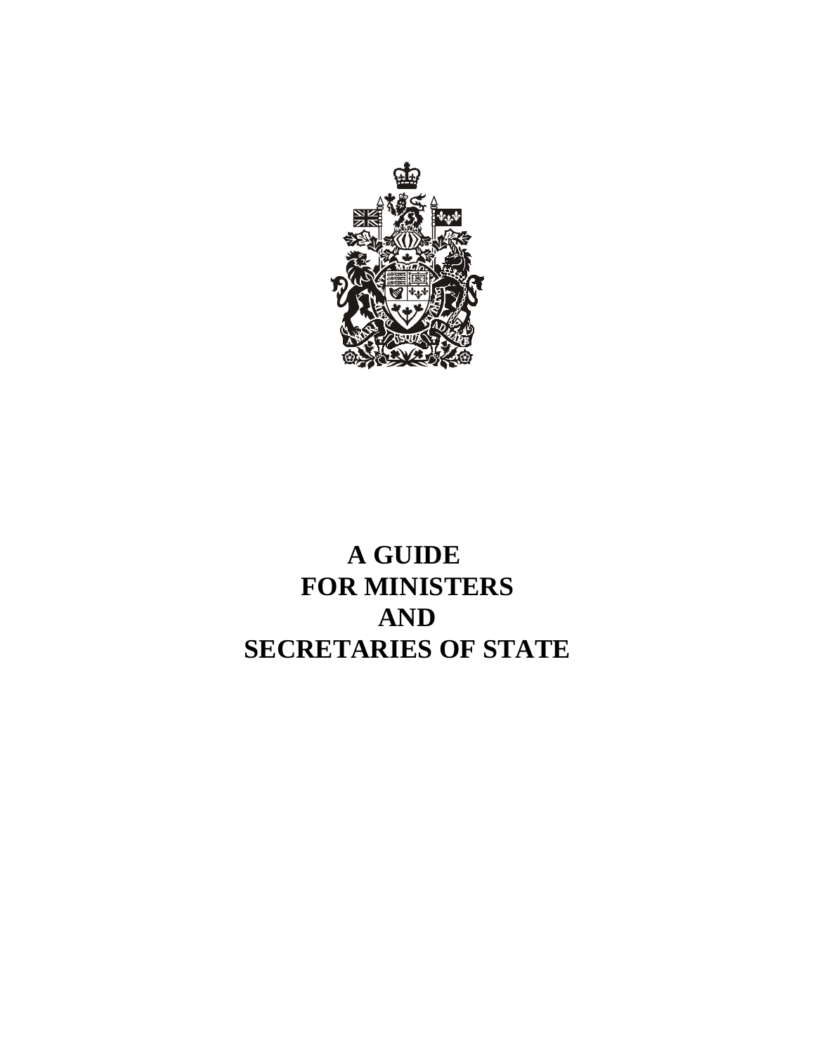# A GUIDE FOR MINISTERS AND SECRETARIES OF STATE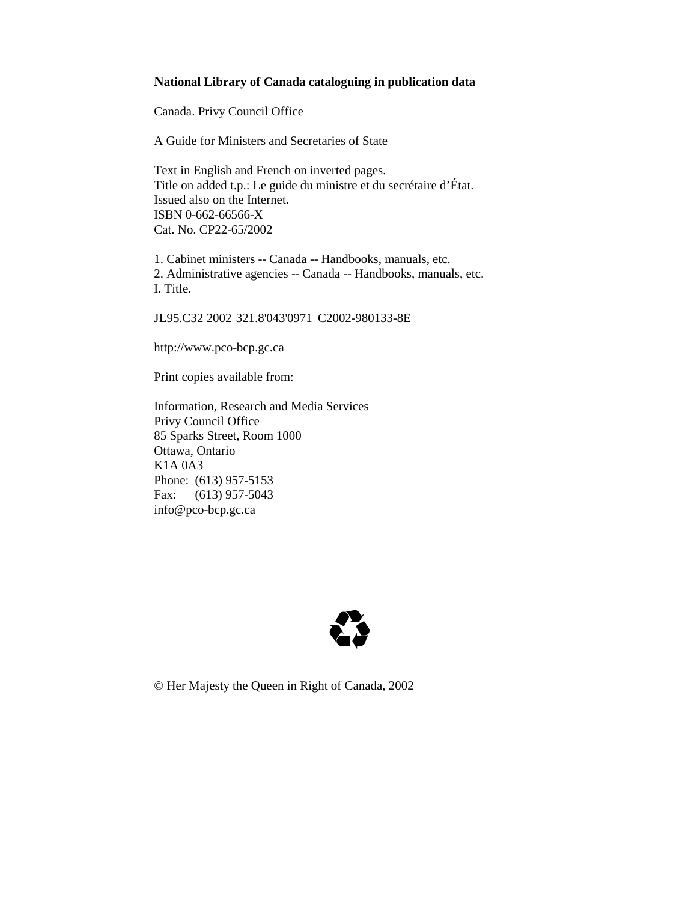**National Library of Canada cataloguing in publication data**

Canada. Privy Council Office

A Guide for Ministers and Secretaries of State

Text in English and French on inverted pages.
Title on added t.p.: Le guide du ministre et du secrétaire d'État.
Issued also on the Internet.
ISBN 0-662-66566-X
Cat. No. CP22-65/2002

1. Cabinet ministers -- Canada -- Handbooks, manuals, etc.
2. Administrative agencies -- Canada -- Handbooks, manuals, etc.
I. Title.

JL95.C32 2002 321.8'043'0971 C2002-980133-8E

http://www.pco-bcp.gc.ca

Print copies available from:

Information, Research and Media Services
Privy Council Office
85 Sparks Street, Room 1000
Ottawa, Ontario
K1A 0A3
Phone: (613) 957-5153
Fax: (613) 957-5043
info@pco-bcp.gc.ca

© Her Majesty the Queen in Right of Canada, 2002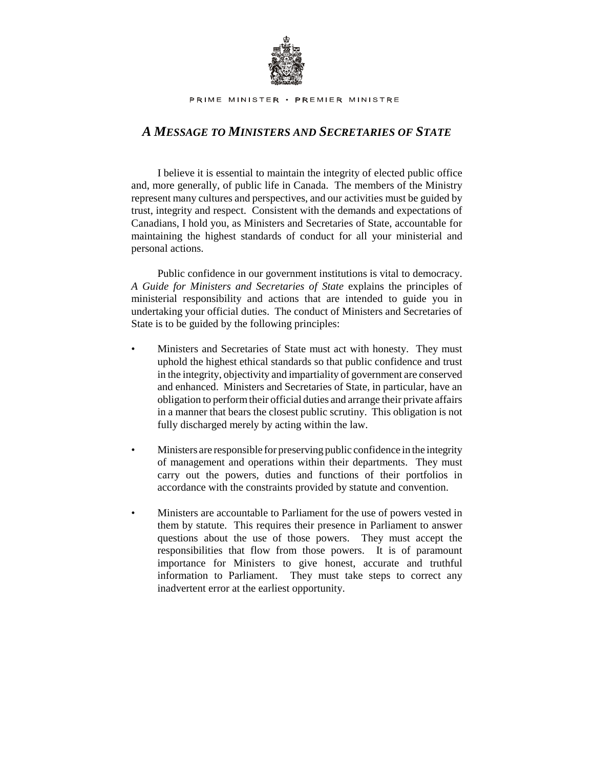PRIME MINISTER • PREMIER MINISTRE

## *A MESSAGE TO MINISTERS AND SECRETARIES OF STATE*

I believe it is essential to maintain the integrity of elected public office and, more generally, of public life in Canada. The members of the Ministry represent many cultures and perspectives, and our activities must be guided by trust, integrity and respect. Consistent with the demands and expectations of Canadians, I hold you, as Ministers and Secretaries of State, accountable for maintaining the highest standards of conduct for all your ministerial and personal actions.

Public confidence in our government institutions is vital to democracy. *A Guide for Ministers and Secretaries of State* explains the principles of ministerial responsibility and actions that are intended to guide you in undertaking your official duties. The conduct of Ministers and Secretaries of State is to be guided by the following principles:

- Ministers and Secretaries of State must act with honesty. They must uphold the highest ethical standards so that public confidence and trust in the integrity, objectivity and impartiality of government are conserved and enhanced. Ministers and Secretaries of State, in particular, have an obligation to perform their official duties and arrange their private affairs in a manner that bears the closest public scrutiny. This obligation is not fully discharged merely by acting within the law.

- Ministers are responsible for preserving public confidence in the integrity of management and operations within their departments. They must carry out the powers, duties and functions of their portfolios in accordance with the constraints provided by statute and convention.

- Ministers are accountable to Parliament for the use of powers vested in them by statute. This requires their presence in Parliament to answer questions about the use of those powers. They must accept the responsibilities that flow from those powers. It is of paramount importance for Ministers to give honest, accurate and truthful information to Parliament. They must take steps to correct any inadvertent error at the earliest opportunity.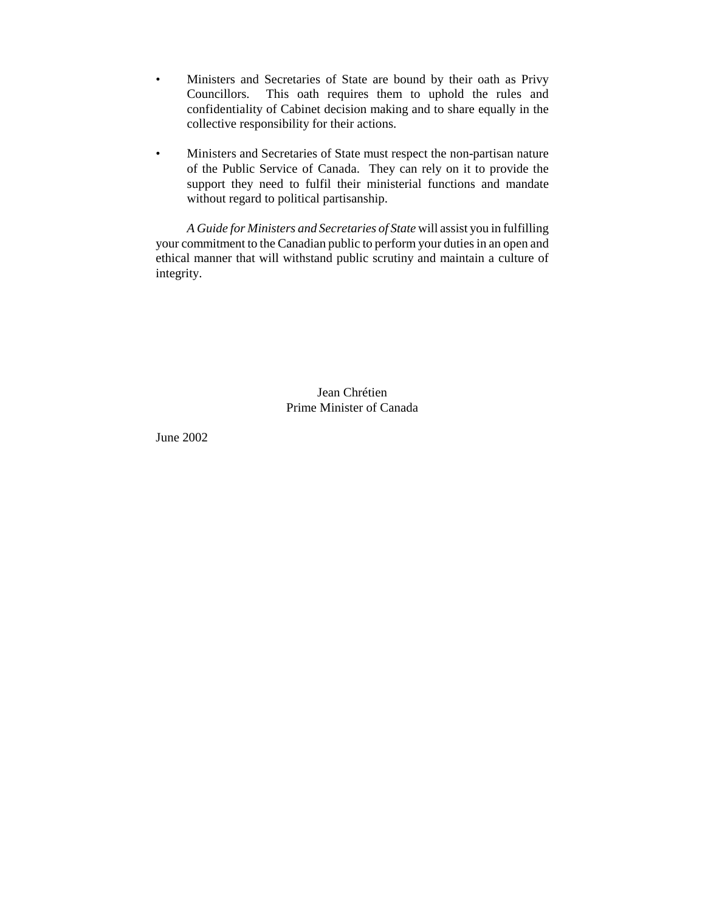- Ministers and Secretaries of State are bound by their oath as Privy Councillors. This oath requires them to uphold the rules and confidentiality of Cabinet decision making and to share equally in the collective responsibility for their actions.

- Ministers and Secretaries of State must respect the non-partisan nature of the Public Service of Canada. They can rely on it to provide the support they need to fulfil their ministerial functions and mandate without regard to political partisanship.

*A Guide for Ministers and Secretaries of State* will assist you in fulfilling your commitment to the Canadian public to perform your duties in an open and ethical manner that will withstand public scrutiny and maintain a culture of integrity.

Jean Chrétien
Prime Minister of Canada

June 2002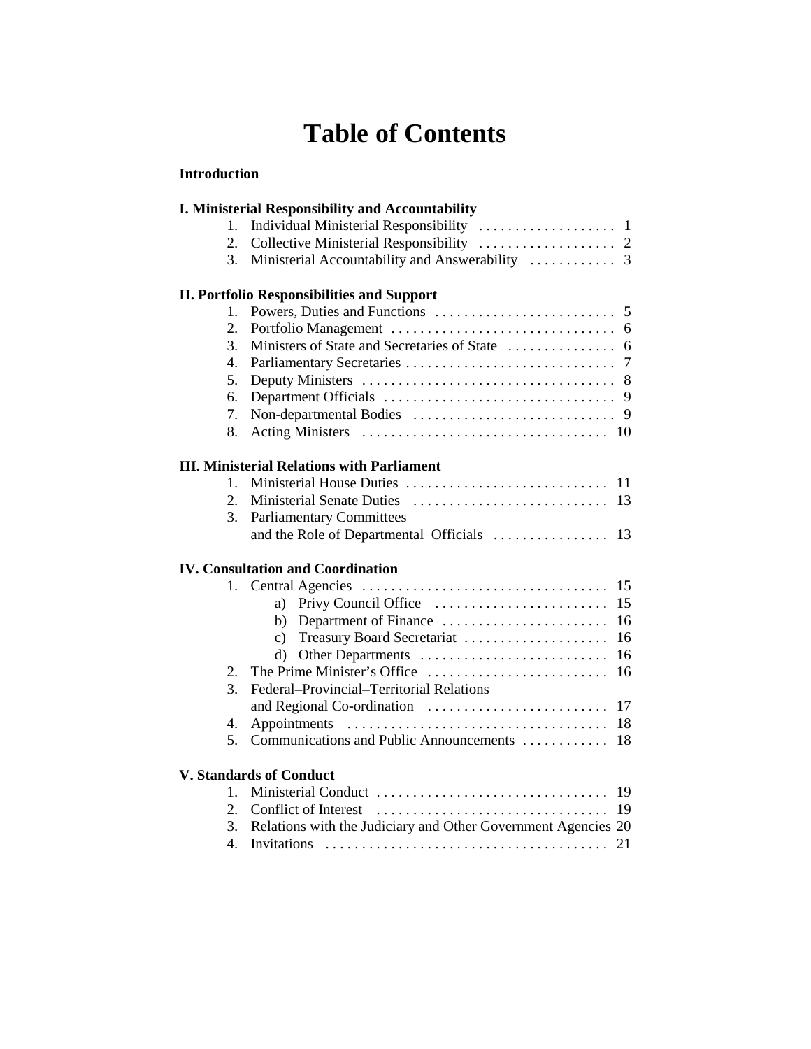# Table of Contents

**Introduction**

**I. Ministerial Responsibility and Accountability**

1. Individual Ministerial Responsibility . . . . . . . . . . . . . . . . . . . 1
2. Collective Ministerial Responsibility . . . . . . . . . . . . . . . . . . . 2
3. Ministerial Accountability and Answerability . . . . . . . . . . . . 3

**II. Portfolio Responsibilities and Support**

1. Powers, Duties and Functions . . . . . . . . . . . . . . . . . . . . . . . . . 5
2. Portfolio Management . . . . . . . . . . . . . . . . . . . . . . . . . . . . . . . 6
3. Ministers of State and Secretaries of State . . . . . . . . . . . . . . . 6
4. Parliamentary Secretaries . . . . . . . . . . . . . . . . . . . . . . . . . . . . 7
5. Deputy Ministers . . . . . . . . . . . . . . . . . . . . . . . . . . . . . . . . . . . 8
6. Department Officials . . . . . . . . . . . . . . . . . . . . . . . . . . . . . . . . 9
7. Non-departmental Bodies . . . . . . . . . . . . . . . . . . . . . . . . . . . . 9
8. Acting Ministers . . . . . . . . . . . . . . . . . . . . . . . . . . . . . . . . . . 10

**III. Ministerial Relations with Parliament**

1. Ministerial House Duties . . . . . . . . . . . . . . . . . . . . . . . . . . . . 11
2. Ministerial Senate Duties . . . . . . . . . . . . . . . . . . . . . . . . . . . 13
3. Parliamentary Committees and the Role of Departmental Officials . . . . . . . . . . . . . . . . 13

**IV. Consultation and Coordination**

1. Central Agencies . . . . . . . . . . . . . . . . . . . . . . . . . . . . . . . . . . 15
   a) Privy Council Office . . . . . . . . . . . . . . . . . . . . . . . . 15
   b) Department of Finance . . . . . . . . . . . . . . . . . . . . . . . 16
   c) Treasury Board Secretariat . . . . . . . . . . . . . . . . . . . . 16
   d) Other Departments . . . . . . . . . . . . . . . . . . . . . . . . . . 16
2. The Prime Minister's Office . . . . . . . . . . . . . . . . . . . . . . . . . 16
3. Federal–Provincial–Territorial Relations and Regional Co-ordination . . . . . . . . . . . . . . . . . . . . . . . . . 17
4. Appointments . . . . . . . . . . . . . . . . . . . . . . . . . . . . . . . . . . . . 18
5. Communications and Public Announcements . . . . . . . . . . . . 18

**V. Standards of Conduct**

1. Ministerial Conduct . . . . . . . . . . . . . . . . . . . . . . . . . . . . . . . . 19
2. Conflict of Interest . . . . . . . . . . . . . . . . . . . . . . . . . . . . . . . . 19
3. Relations with the Judiciary and Other Government Agencies 20
4. Invitations . . . . . . . . . . . . . . . . . . . . . . . . . . . . . . . . . . . . . . . 21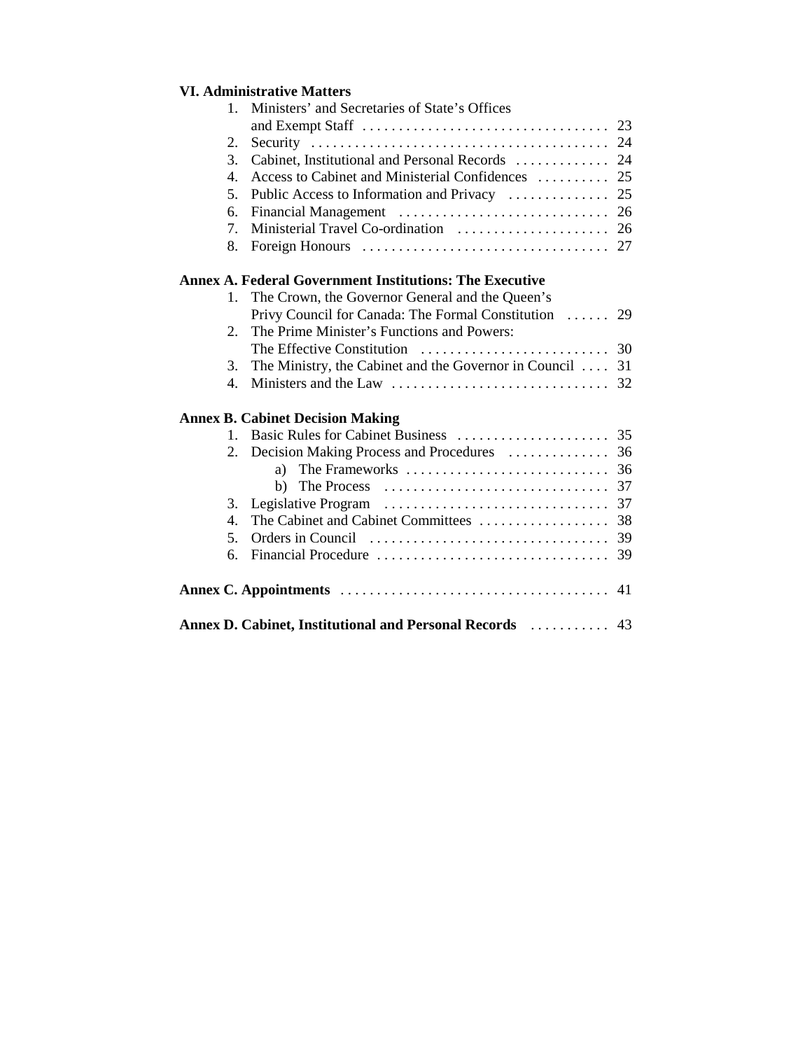**VI. Administrative Matters**

1. Ministers’ and Secretaries of State’s Offices and Exempt Staff . . . . . . . . . . . . . . . . . . . . . . . . . . . . . . . . . 23
2. Security . . . . . . . . . . . . . . . . . . . . . . . . . . . . . . . . . . . . . . . . 24
3. Cabinet, Institutional and Personal Records . . . . . . . . . . . . 24
4. Access to Cabinet and Ministerial Confidences . . . . . . . . . . 25
5. Public Access to Information and Privacy . . . . . . . . . . . . . 25
6. Financial Management . . . . . . . . . . . . . . . . . . . . . . . . . . . . 26
7. Ministerial Travel Co-ordination . . . . . . . . . . . . . . . . . . . . 26
8. Foreign Honours . . . . . . . . . . . . . . . . . . . . . . . . . . . . . . . . . 27

**Annex A. Federal Government Institutions: The Executive**

1. The Crown, the Governor General and the Queen’s Privy Council for Canada: The Formal Constitution . . . . . . 29
2. The Prime Minister’s Functions and Powers: The Effective Constitution . . . . . . . . . . . . . . . . . . . . . . . . . 30
3. The Ministry, the Cabinet and the Governor in Council . . . . 31
4. Ministers and the Law . . . . . . . . . . . . . . . . . . . . . . . . . . . . . 32

**Annex B. Cabinet Decision Making**

1. Basic Rules for Cabinet Business . . . . . . . . . . . . . . . . . . . . 35
2. Decision Making Process and Procedures . . . . . . . . . . . . . 36
   a) The Frameworks . . . . . . . . . . . . . . . . . . . . . . . . . . . . 36
   b) The Process . . . . . . . . . . . . . . . . . . . . . . . . . . . . . . . 37
3. Legislative Program . . . . . . . . . . . . . . . . . . . . . . . . . . . . . . 37
4. The Cabinet and Cabinet Committees . . . . . . . . . . . . . . . . . 38
5. Orders in Council . . . . . . . . . . . . . . . . . . . . . . . . . . . . . . . . 39
6. Financial Procedure . . . . . . . . . . . . . . . . . . . . . . . . . . . . . . . 39

**Annex C. Appointments** . . . . . . . . . . . . . . . . . . . . . . . . . . . . . . . . . . . . 41

**Annex D. Cabinet, Institutional and Personal Records** . . . . . . . . . . 43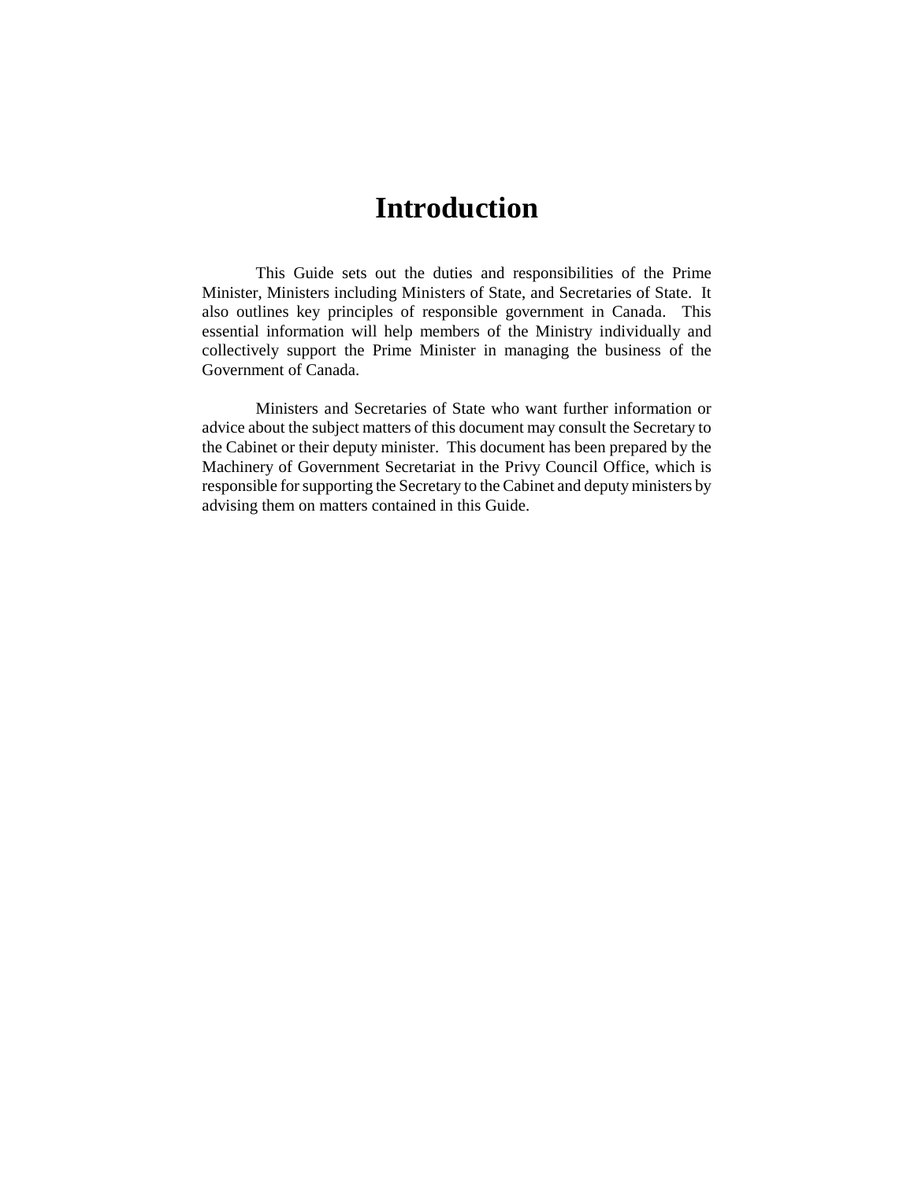# Introduction

This Guide sets out the duties and responsibilities of the Prime Minister, Ministers including Ministers of State, and Secretaries of State. It also outlines key principles of responsible government in Canada. This essential information will help members of the Ministry individually and collectively support the Prime Minister in managing the business of the Government of Canada.

Ministers and Secretaries of State who want further information or advice about the subject matters of this document may consult the Secretary to the Cabinet or their deputy minister. This document has been prepared by the Machinery of Government Secretariat in the Privy Council Office, which is responsible for supporting the Secretary to the Cabinet and deputy ministers by advising them on matters contained in this Guide.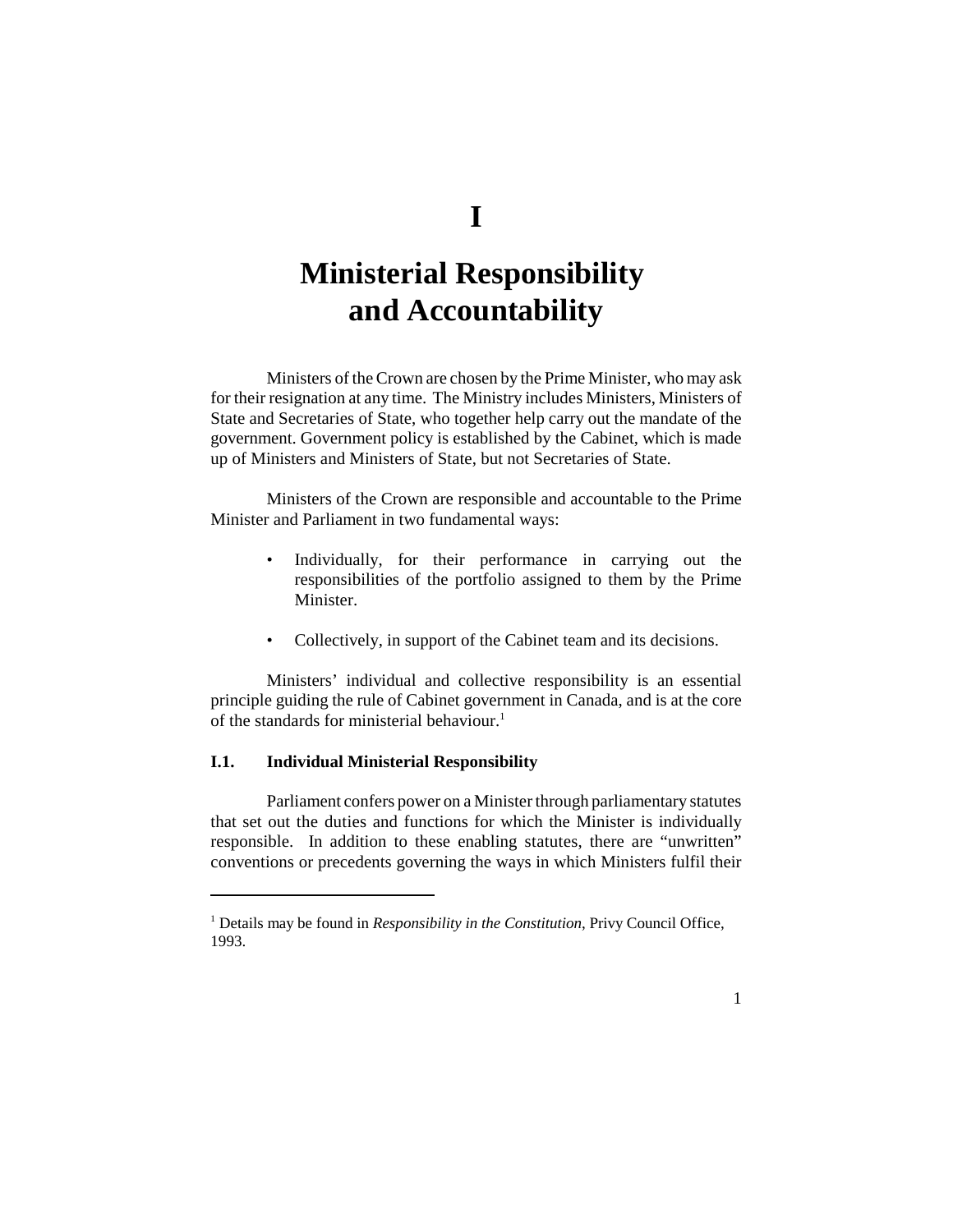# I

# Ministerial Responsibility and Accountability

Ministers of the Crown are chosen by the Prime Minister, who may ask for their resignation at any time. The Ministry includes Ministers, Ministers of State and Secretaries of State, who together help carry out the mandate of the government. Government policy is established by the Cabinet, which is made up of Ministers and Ministers of State, but not Secretaries of State.

Ministers of the Crown are responsible and accountable to the Prime Minister and Parliament in two fundamental ways:

- Individually, for their performance in carrying out the responsibilities of the portfolio assigned to them by the Prime Minister.
- Collectively, in support of the Cabinet team and its decisions.

Ministers' individual and collective responsibility is an essential principle guiding the rule of Cabinet government in Canada, and is at the core of the standards for ministerial behaviour.[1]

### I.1. Individual Ministerial Responsibility

Parliament confers power on a Minister through parliamentary statutes that set out the duties and functions for which the Minister is individually responsible. In addition to these enabling statutes, there are "unwritten" conventions or precedents governing the ways in which Ministers fulfil their

---

[1] Details may be found in *Responsibility in the Constitution*, Privy Council Office, 1993.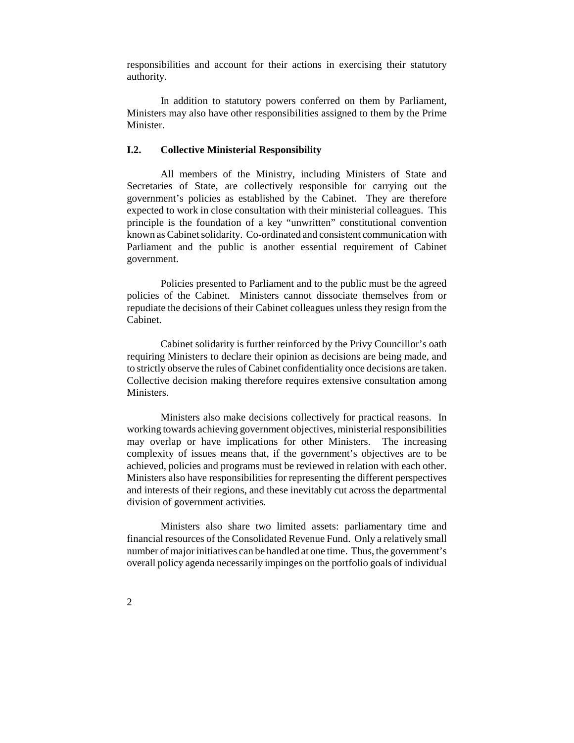responsibilities and account for their actions in exercising their statutory authority.

In addition to statutory powers conferred on them by Parliament, Ministers may also have other responsibilities assigned to them by the Prime Minister.

### I.2. Collective Ministerial Responsibility

All members of the Ministry, including Ministers of State and Secretaries of State, are collectively responsible for carrying out the government's policies as established by the Cabinet. They are therefore expected to work in close consultation with their ministerial colleagues. This principle is the foundation of a key "unwritten" constitutional convention known as Cabinet solidarity. Co-ordinated and consistent communication with Parliament and the public is another essential requirement of Cabinet government.

Policies presented to Parliament and to the public must be the agreed policies of the Cabinet. Ministers cannot dissociate themselves from or repudiate the decisions of their Cabinet colleagues unless they resign from the Cabinet.

Cabinet solidarity is further reinforced by the Privy Councillor's oath requiring Ministers to declare their opinion as decisions are being made, and to strictly observe the rules of Cabinet confidentiality once decisions are taken. Collective decision making therefore requires extensive consultation among Ministers.

Ministers also make decisions collectively for practical reasons. In working towards achieving government objectives, ministerial responsibilities may overlap or have implications for other Ministers. The increasing complexity of issues means that, if the government's objectives are to be achieved, policies and programs must be reviewed in relation with each other. Ministers also have responsibilities for representing the different perspectives and interests of their regions, and these inevitably cut across the departmental division of government activities.

Ministers also share two limited assets: parliamentary time and financial resources of the Consolidated Revenue Fund. Only a relatively small number of major initiatives can be handled at one time. Thus, the government's overall policy agenda necessarily impinges on the portfolio goals of individual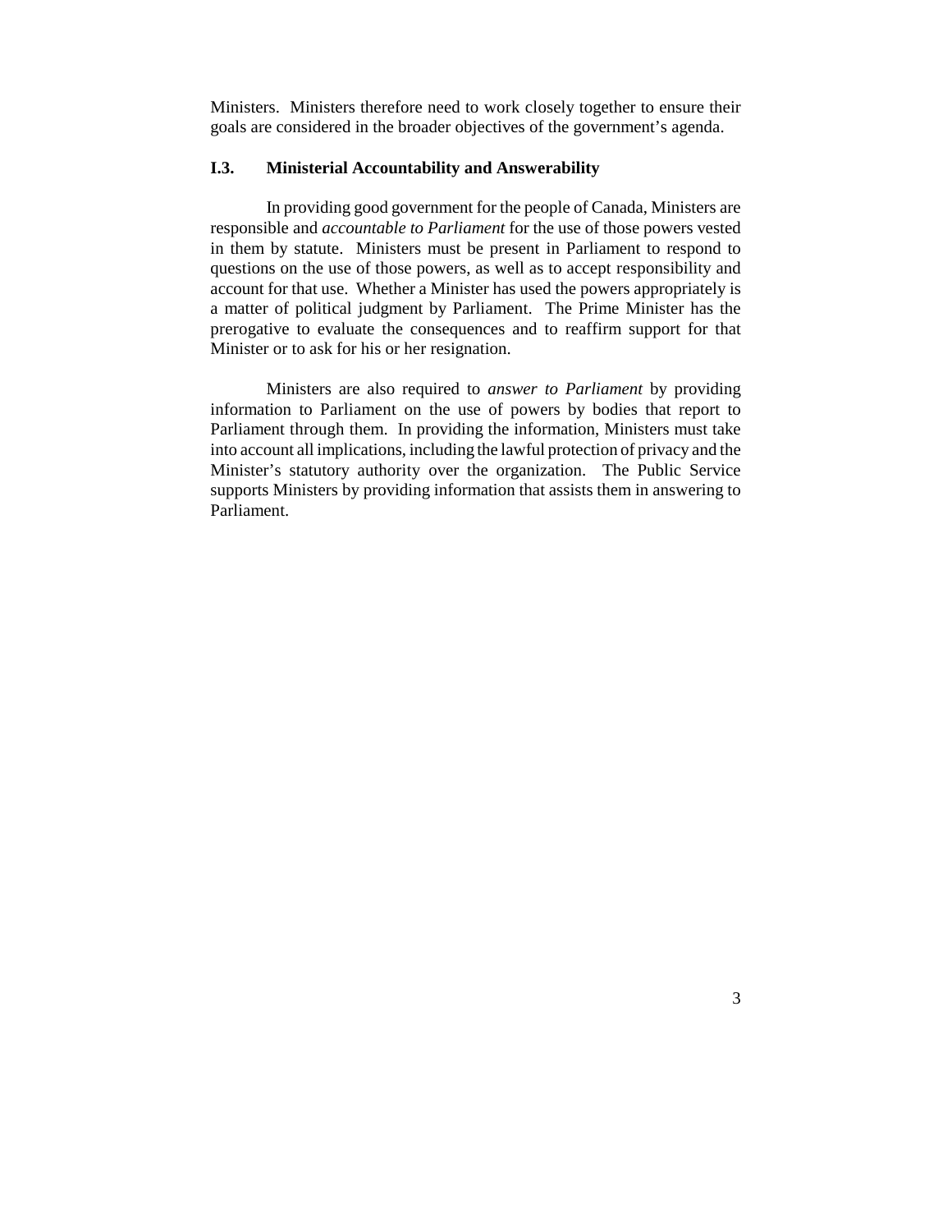Ministers. Ministers therefore need to work closely together to ensure their goals are considered in the broader objectives of the government's agenda.

### I.3. Ministerial Accountability and Answerability

In providing good government for the people of Canada, Ministers are responsible and *accountable to Parliament* for the use of those powers vested in them by statute. Ministers must be present in Parliament to respond to questions on the use of those powers, as well as to accept responsibility and account for that use. Whether a Minister has used the powers appropriately is a matter of political judgment by Parliament. The Prime Minister has the prerogative to evaluate the consequences and to reaffirm support for that Minister or to ask for his or her resignation.

Ministers are also required to *answer to Parliament* by providing information to Parliament on the use of powers by bodies that report to Parliament through them. In providing the information, Ministers must take into account all implications, including the lawful protection of privacy and the Minister's statutory authority over the organization. The Public Service supports Ministers by providing information that assists them in answering to Parliament.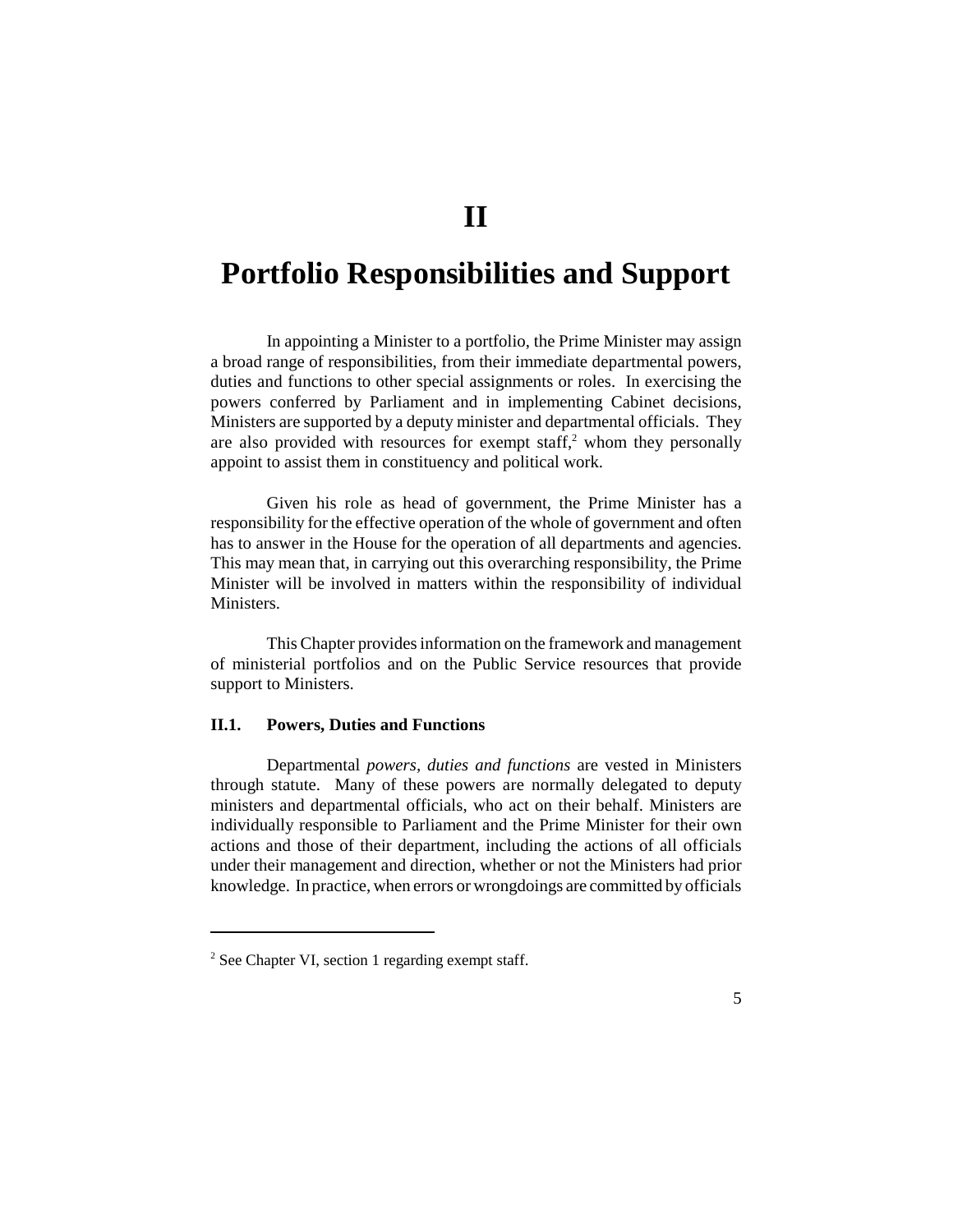# II

# Portfolio Responsibilities and Support

In appointing a Minister to a portfolio, the Prime Minister may assign a broad range of responsibilities, from their immediate departmental powers, duties and functions to other special assignments or roles. In exercising the powers conferred by Parliament and in implementing Cabinet decisions, Ministers are supported by a deputy minister and departmental officials. They are also provided with resources for exempt staff,[2] whom they personally appoint to assist them in constituency and political work.

Given his role as head of government, the Prime Minister has a responsibility for the effective operation of the whole of government and often has to answer in the House for the operation of all departments and agencies. This may mean that, in carrying out this overarching responsibility, the Prime Minister will be involved in matters within the responsibility of individual Ministers.

This Chapter provides information on the framework and management of ministerial portfolios and on the Public Service resources that provide support to Ministers.

### II.1. Powers, Duties and Functions

Departmental *powers, duties and functions* are vested in Ministers through statute. Many of these powers are normally delegated to deputy ministers and departmental officials, who act on their behalf. Ministers are individually responsible to Parliament and the Prime Minister for their own actions and those of their department, including the actions of all officials under their management and direction, whether or not the Ministers had prior knowledge. In practice, when errors or wrongdoings are committed by officials

---

[2] See Chapter VI, section 1 regarding exempt staff.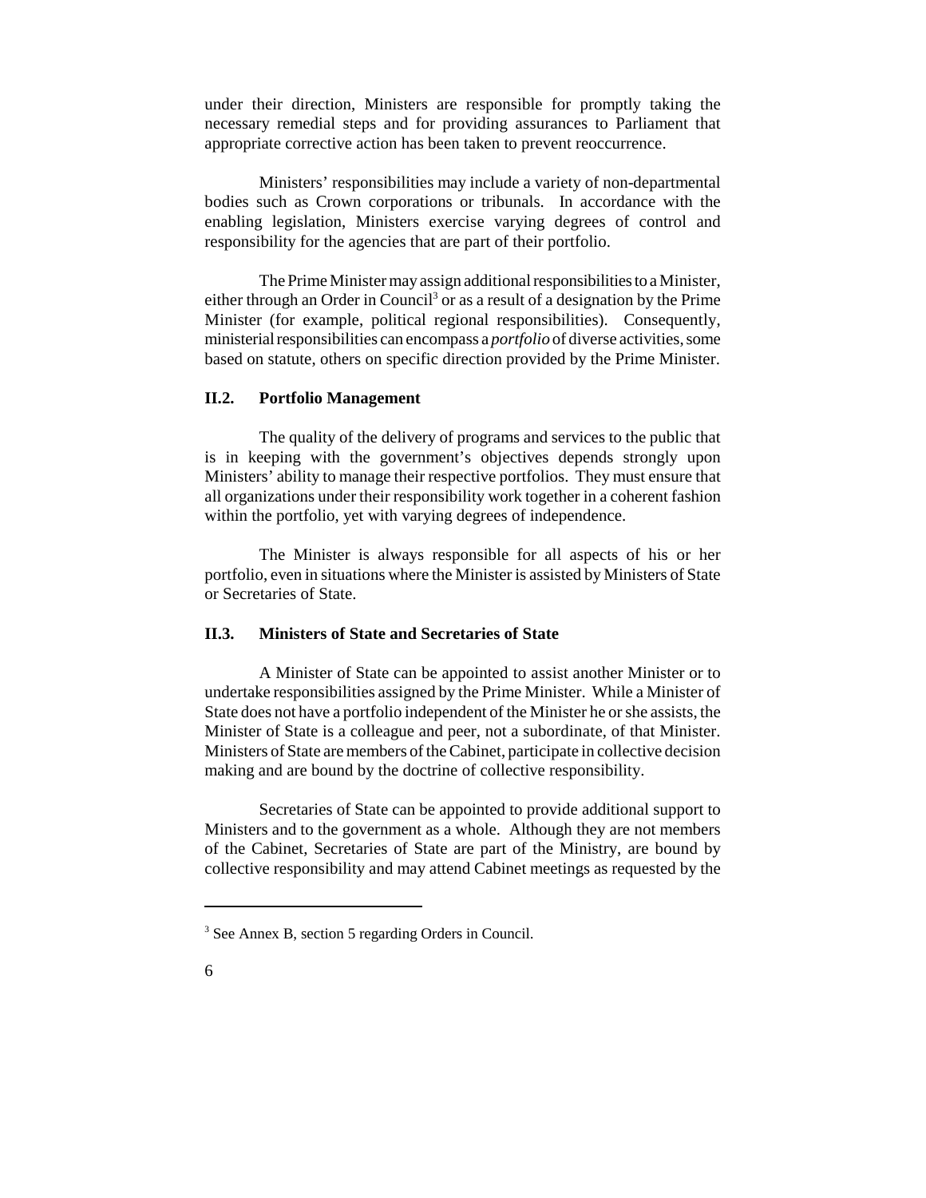under their direction, Ministers are responsible for promptly taking the necessary remedial steps and for providing assurances to Parliament that appropriate corrective action has been taken to prevent reoccurrence.

Ministers' responsibilities may include a variety of non-departmental bodies such as Crown corporations or tribunals. In accordance with the enabling legislation, Ministers exercise varying degrees of control and responsibility for the agencies that are part of their portfolio.

The Prime Minister may assign additional responsibilities to a Minister, either through an Order in Council[3] or as a result of a designation by the Prime Minister (for example, political regional responsibilities). Consequently, ministerial responsibilities can encompass a *portfolio* of diverse activities, some based on statute, others on specific direction provided by the Prime Minister.

### II.2. Portfolio Management

The quality of the delivery of programs and services to the public that is in keeping with the government's objectives depends strongly upon Ministers' ability to manage their respective portfolios. They must ensure that all organizations under their responsibility work together in a coherent fashion within the portfolio, yet with varying degrees of independence.

The Minister is always responsible for all aspects of his or her portfolio, even in situations where the Minister is assisted by Ministers of State or Secretaries of State.

### II.3. Ministers of State and Secretaries of State

A Minister of State can be appointed to assist another Minister or to undertake responsibilities assigned by the Prime Minister. While a Minister of State does not have a portfolio independent of the Minister he or she assists, the Minister of State is a colleague and peer, not a subordinate, of that Minister. Ministers of State are members of the Cabinet, participate in collective decision making and are bound by the doctrine of collective responsibility.

Secretaries of State can be appointed to provide additional support to Ministers and to the government as a whole. Although they are not members of the Cabinet, Secretaries of State are part of the Ministry, are bound by collective responsibility and may attend Cabinet meetings as requested by the

---

[3] See Annex B, section 5 regarding Orders in Council.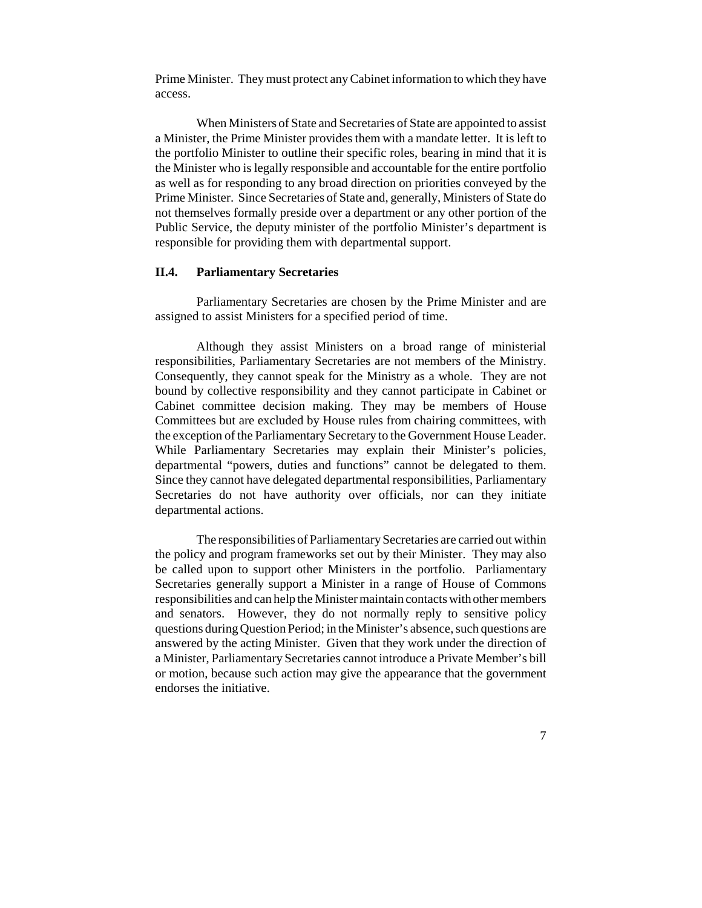Prime Minister. They must protect any Cabinet information to which they have access.

When Ministers of State and Secretaries of State are appointed to assist a Minister, the Prime Minister provides them with a mandate letter. It is left to the portfolio Minister to outline their specific roles, bearing in mind that it is the Minister who is legally responsible and accountable for the entire portfolio as well as for responding to any broad direction on priorities conveyed by the Prime Minister. Since Secretaries of State and, generally, Ministers of State do not themselves formally preside over a department or any other portion of the Public Service, the deputy minister of the portfolio Minister's department is responsible for providing them with departmental support.

### II.4. Parliamentary Secretaries

Parliamentary Secretaries are chosen by the Prime Minister and are assigned to assist Ministers for a specified period of time.

Although they assist Ministers on a broad range of ministerial responsibilities, Parliamentary Secretaries are not members of the Ministry. Consequently, they cannot speak for the Ministry as a whole. They are not bound by collective responsibility and they cannot participate in Cabinet or Cabinet committee decision making. They may be members of House Committees but are excluded by House rules from chairing committees, with the exception of the Parliamentary Secretary to the Government House Leader. While Parliamentary Secretaries may explain their Minister's policies, departmental "powers, duties and functions" cannot be delegated to them. Since they cannot have delegated departmental responsibilities, Parliamentary Secretaries do not have authority over officials, nor can they initiate departmental actions.

The responsibilities of Parliamentary Secretaries are carried out within the policy and program frameworks set out by their Minister. They may also be called upon to support other Ministers in the portfolio. Parliamentary Secretaries generally support a Minister in a range of House of Commons responsibilities and can help the Minister maintain contacts with other members and senators. However, they do not normally reply to sensitive policy questions during Question Period; in the Minister's absence, such questions are answered by the acting Minister. Given that they work under the direction of a Minister, Parliamentary Secretaries cannot introduce a Private Member's bill or motion, because such action may give the appearance that the government endorses the initiative.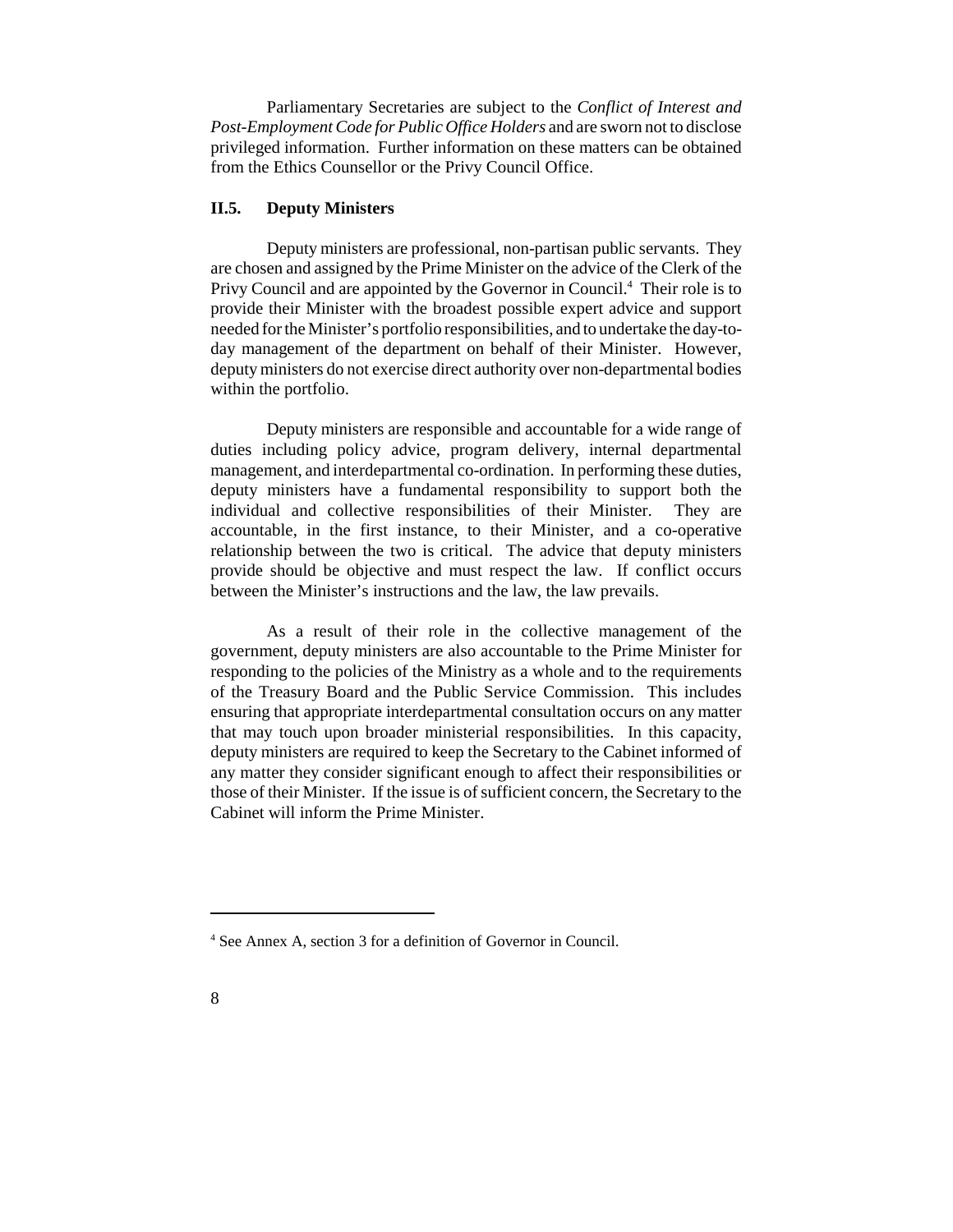Parliamentary Secretaries are subject to the *Conflict of Interest and Post-Employment Code for Public Office Holders* and are sworn not to disclose privileged information. Further information on these matters can be obtained from the Ethics Counsellor or the Privy Council Office.

### II.5. Deputy Ministers

Deputy ministers are professional, non-partisan public servants. They are chosen and assigned by the Prime Minister on the advice of the Clerk of the Privy Council and are appointed by the Governor in Council.[4] Their role is to provide their Minister with the broadest possible expert advice and support needed for the Minister's portfolio responsibilities, and to undertake the day-to-day management of the department on behalf of their Minister. However, deputy ministers do not exercise direct authority over non-departmental bodies within the portfolio.

Deputy ministers are responsible and accountable for a wide range of duties including policy advice, program delivery, internal departmental management, and interdepartmental co-ordination. In performing these duties, deputy ministers have a fundamental responsibility to support both the individual and collective responsibilities of their Minister. They are accountable, in the first instance, to their Minister, and a co-operative relationship between the two is critical. The advice that deputy ministers provide should be objective and must respect the law. If conflict occurs between the Minister's instructions and the law, the law prevails.

As a result of their role in the collective management of the government, deputy ministers are also accountable to the Prime Minister for responding to the policies of the Ministry as a whole and to the requirements of the Treasury Board and the Public Service Commission. This includes ensuring that appropriate interdepartmental consultation occurs on any matter that may touch upon broader ministerial responsibilities. In this capacity, deputy ministers are required to keep the Secretary to the Cabinet informed of any matter they consider significant enough to affect their responsibilities or those of their Minister. If the issue is of sufficient concern, the Secretary to the Cabinet will inform the Prime Minister.

---

[4] See Annex A, section 3 for a definition of Governor in Council.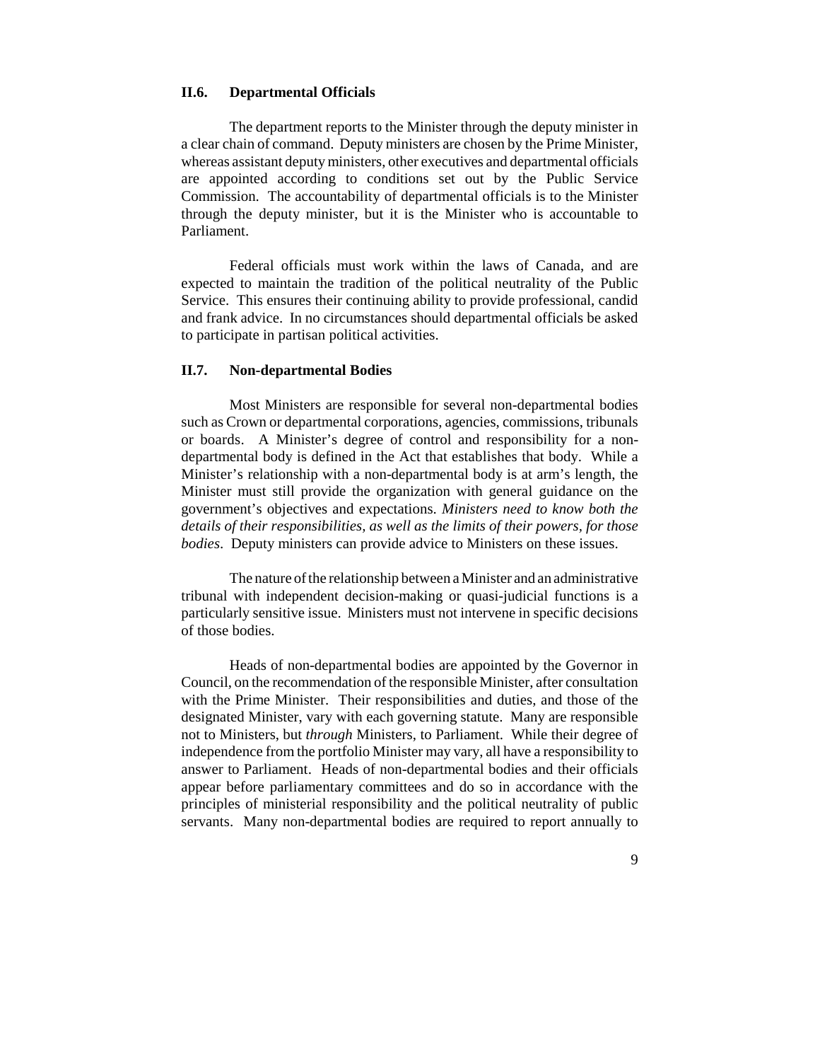### II.6. Departmental Officials

The department reports to the Minister through the deputy minister in a clear chain of command. Deputy ministers are chosen by the Prime Minister, whereas assistant deputy ministers, other executives and departmental officials are appointed according to conditions set out by the Public Service Commission. The accountability of departmental officials is to the Minister through the deputy minister, but it is the Minister who is accountable to Parliament.

Federal officials must work within the laws of Canada, and are expected to maintain the tradition of the political neutrality of the Public Service. This ensures their continuing ability to provide professional, candid and frank advice. In no circumstances should departmental officials be asked to participate in partisan political activities.

### II.7. Non-departmental Bodies

Most Ministers are responsible for several non-departmental bodies such as Crown or departmental corporations, agencies, commissions, tribunals or boards. A Minister's degree of control and responsibility for a non-departmental body is defined in the Act that establishes that body. While a Minister's relationship with a non-departmental body is at arm's length, the Minister must still provide the organization with general guidance on the government's objectives and expectations. *Ministers need to know both the details of their responsibilities, as well as the limits of their powers, for those bodies*. Deputy ministers can provide advice to Ministers on these issues.

The nature of the relationship between a Minister and an administrative tribunal with independent decision-making or quasi-judicial functions is a particularly sensitive issue. Ministers must not intervene in specific decisions of those bodies.

Heads of non-departmental bodies are appointed by the Governor in Council, on the recommendation of the responsible Minister, after consultation with the Prime Minister. Their responsibilities and duties, and those of the designated Minister, vary with each governing statute. Many are responsible not to Ministers, but *through* Ministers, to Parliament. While their degree of independence from the portfolio Minister may vary, all have a responsibility to answer to Parliament. Heads of non-departmental bodies and their officials appear before parliamentary committees and do so in accordance with the principles of ministerial responsibility and the political neutrality of public servants. Many non-departmental bodies are required to report annually to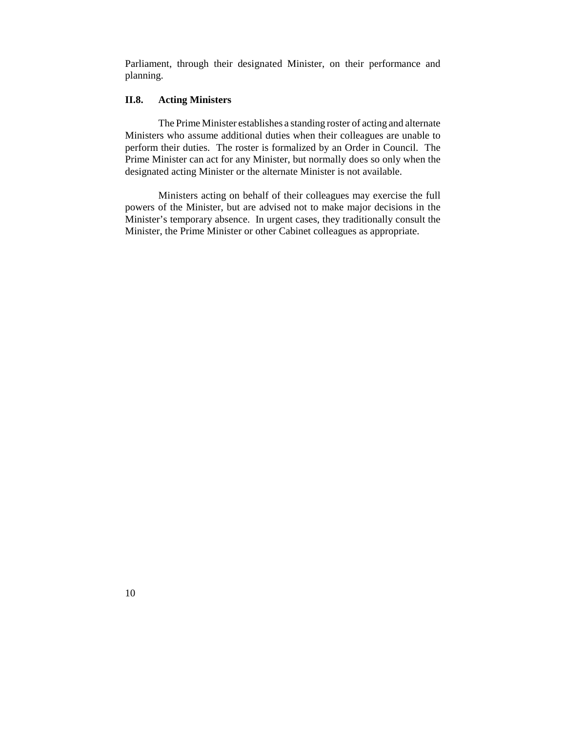Parliament, through their designated Minister, on their performance and planning.

### II.8. Acting Ministers

The Prime Minister establishes a standing roster of acting and alternate Ministers who assume additional duties when their colleagues are unable to perform their duties. The roster is formalized by an Order in Council. The Prime Minister can act for any Minister, but normally does so only when the designated acting Minister or the alternate Minister is not available.

Ministers acting on behalf of their colleagues may exercise the full powers of the Minister, but are advised not to make major decisions in the Minister's temporary absence. In urgent cases, they traditionally consult the Minister, the Prime Minister or other Cabinet colleagues as appropriate.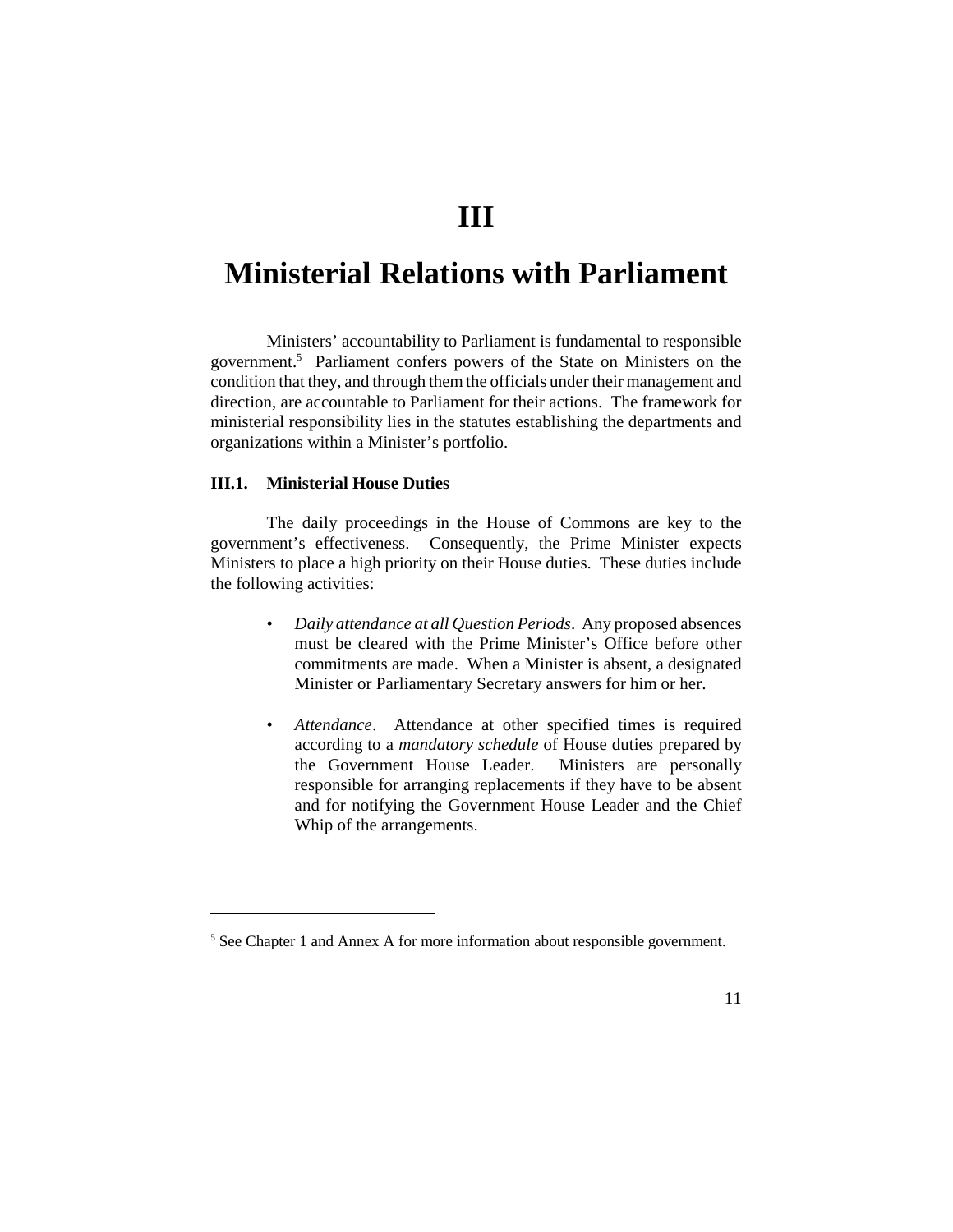# III

# Ministerial Relations with Parliament

Ministers' accountability to Parliament is fundamental to responsible government.[5] Parliament confers powers of the State on Ministers on the condition that they, and through them the officials under their management and direction, are accountable to Parliament for their actions. The framework for ministerial responsibility lies in the statutes establishing the departments and organizations within a Minister's portfolio.

### III.1. Ministerial House Duties

The daily proceedings in the House of Commons are key to the government's effectiveness. Consequently, the Prime Minister expects Ministers to place a high priority on their House duties. These duties include the following activities:

- *Daily attendance at all Question Periods*. Any proposed absences must be cleared with the Prime Minister's Office before other commitments are made. When a Minister is absent, a designated Minister or Parliamentary Secretary answers for him or her.

- *Attendance*. Attendance at other specified times is required according to a *mandatory schedule* of House duties prepared by the Government House Leader. Ministers are personally responsible for arranging replacements if they have to be absent and for notifying the Government House Leader and the Chief Whip of the arrangements.

---

[5] See Chapter 1 and Annex A for more information about responsible government.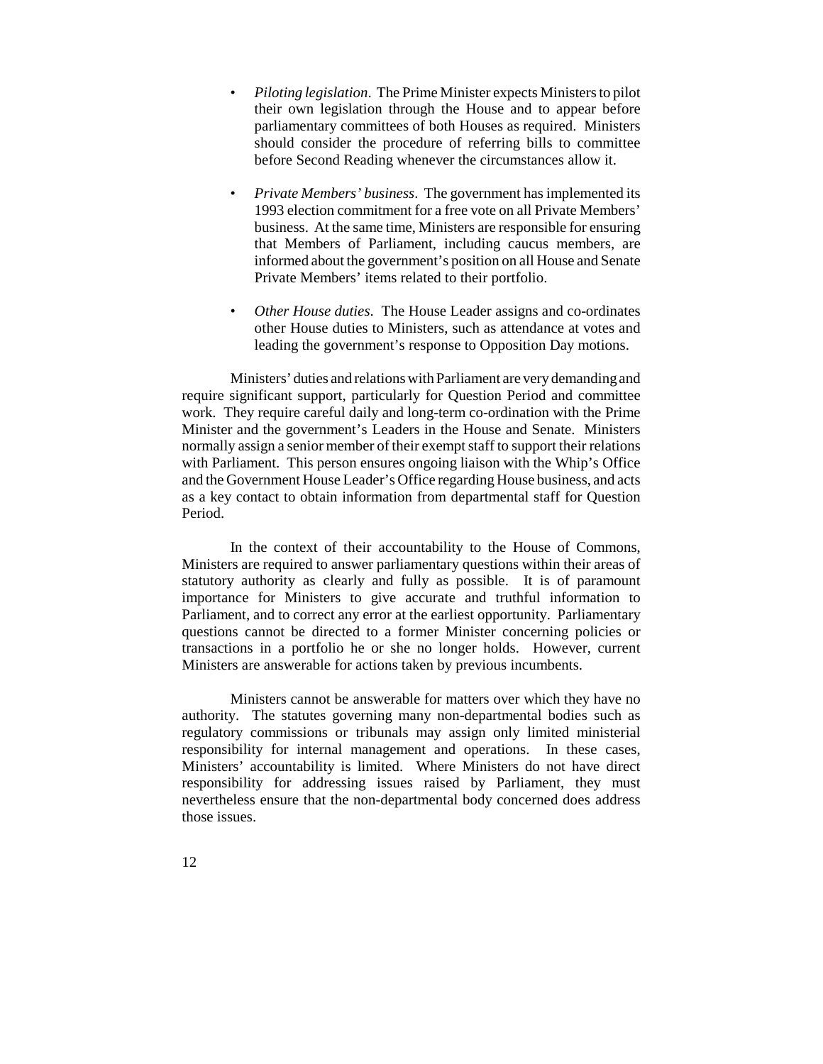- *Piloting legislation*. The Prime Minister expects Ministers to pilot their own legislation through the House and to appear before parliamentary committees of both Houses as required. Ministers should consider the procedure of referring bills to committee before Second Reading whenever the circumstances allow it.

- *Private Members' business*. The government has implemented its 1993 election commitment for a free vote on all Private Members' business. At the same time, Ministers are responsible for ensuring that Members of Parliament, including caucus members, are informed about the government's position on all House and Senate Private Members' items related to their portfolio.

- *Other House duties*. The House Leader assigns and co-ordinates other House duties to Ministers, such as attendance at votes and leading the government's response to Opposition Day motions.

Ministers' duties and relations with Parliament are very demanding and require significant support, particularly for Question Period and committee work. They require careful daily and long-term co-ordination with the Prime Minister and the government's Leaders in the House and Senate. Ministers normally assign a senior member of their exempt staff to support their relations with Parliament. This person ensures ongoing liaison with the Whip's Office and the Government House Leader's Office regarding House business, and acts as a key contact to obtain information from departmental staff for Question Period.

In the context of their accountability to the House of Commons, Ministers are required to answer parliamentary questions within their areas of statutory authority as clearly and fully as possible. It is of paramount importance for Ministers to give accurate and truthful information to Parliament, and to correct any error at the earliest opportunity. Parliamentary questions cannot be directed to a former Minister concerning policies or transactions in a portfolio he or she no longer holds. However, current Ministers are answerable for actions taken by previous incumbents.

Ministers cannot be answerable for matters over which they have no authority. The statutes governing many non-departmental bodies such as regulatory commissions or tribunals may assign only limited ministerial responsibility for internal management and operations. In these cases, Ministers' accountability is limited. Where Ministers do not have direct responsibility for addressing issues raised by Parliament, they must nevertheless ensure that the non-departmental body concerned does address those issues.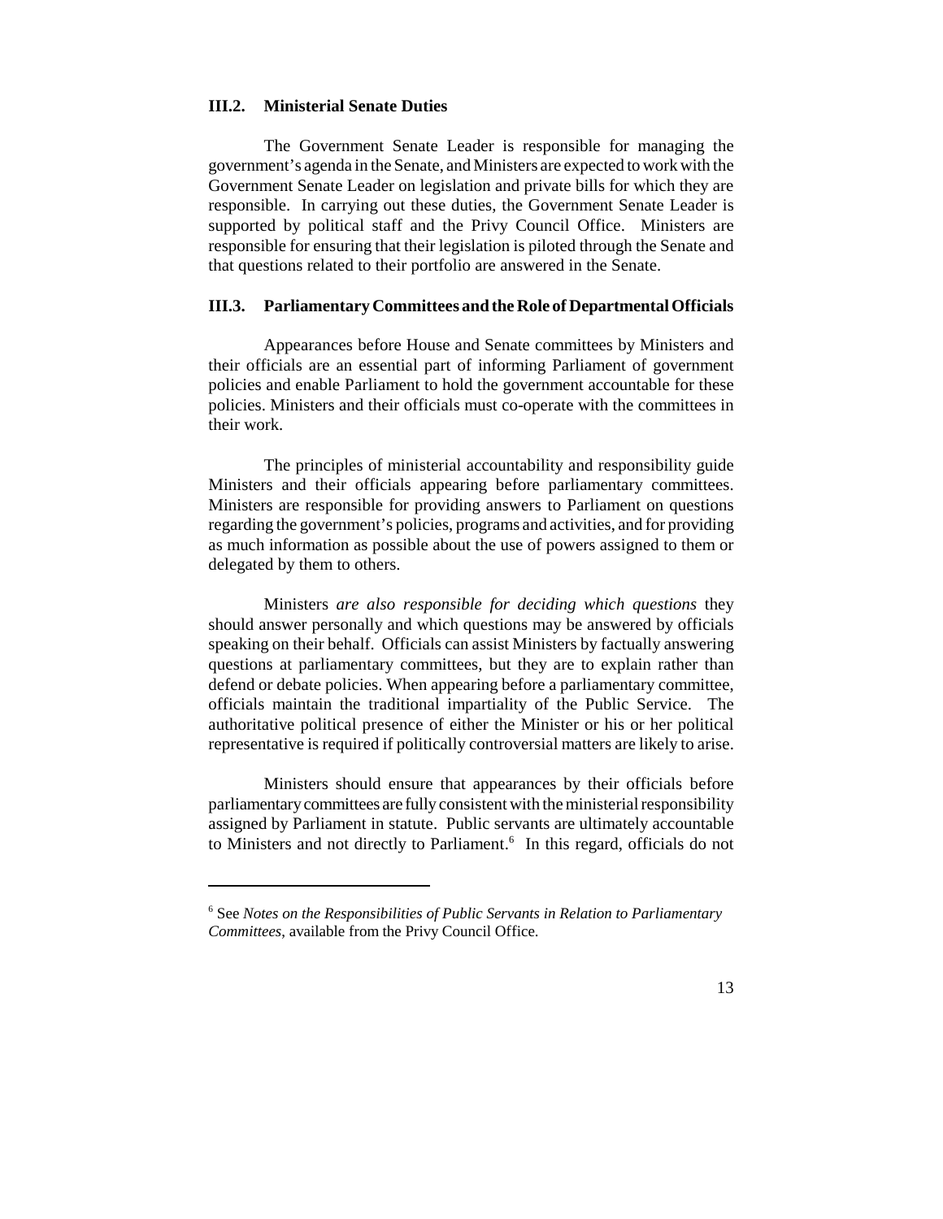### III.2. Ministerial Senate Duties

The Government Senate Leader is responsible for managing the government's agenda in the Senate, and Ministers are expected to work with the Government Senate Leader on legislation and private bills for which they are responsible. In carrying out these duties, the Government Senate Leader is supported by political staff and the Privy Council Office. Ministers are responsible for ensuring that their legislation is piloted through the Senate and that questions related to their portfolio are answered in the Senate.

### III.3. Parliamentary Committees and the Role of Departmental Officials

Appearances before House and Senate committees by Ministers and their officials are an essential part of informing Parliament of government policies and enable Parliament to hold the government accountable for these policies. Ministers and their officials must co-operate with the committees in their work.

The principles of ministerial accountability and responsibility guide Ministers and their officials appearing before parliamentary committees. Ministers are responsible for providing answers to Parliament on questions regarding the government's policies, programs and activities, and for providing as much information as possible about the use of powers assigned to them or delegated by them to others.

Ministers *are also responsible for deciding which questions* they should answer personally and which questions may be answered by officials speaking on their behalf. Officials can assist Ministers by factually answering questions at parliamentary committees, but they are to explain rather than defend or debate policies. When appearing before a parliamentary committee, officials maintain the traditional impartiality of the Public Service. The authoritative political presence of either the Minister or his or her political representative is required if politically controversial matters are likely to arise.

Ministers should ensure that appearances by their officials before parliamentary committees are fully consistent with the ministerial responsibility assigned by Parliament in statute. Public servants are ultimately accountable to Ministers and not directly to Parliament.[6] In this regard, officials do not

---

[6] See *Notes on the Responsibilities of Public Servants in Relation to Parliamentary Committees*, available from the Privy Council Office.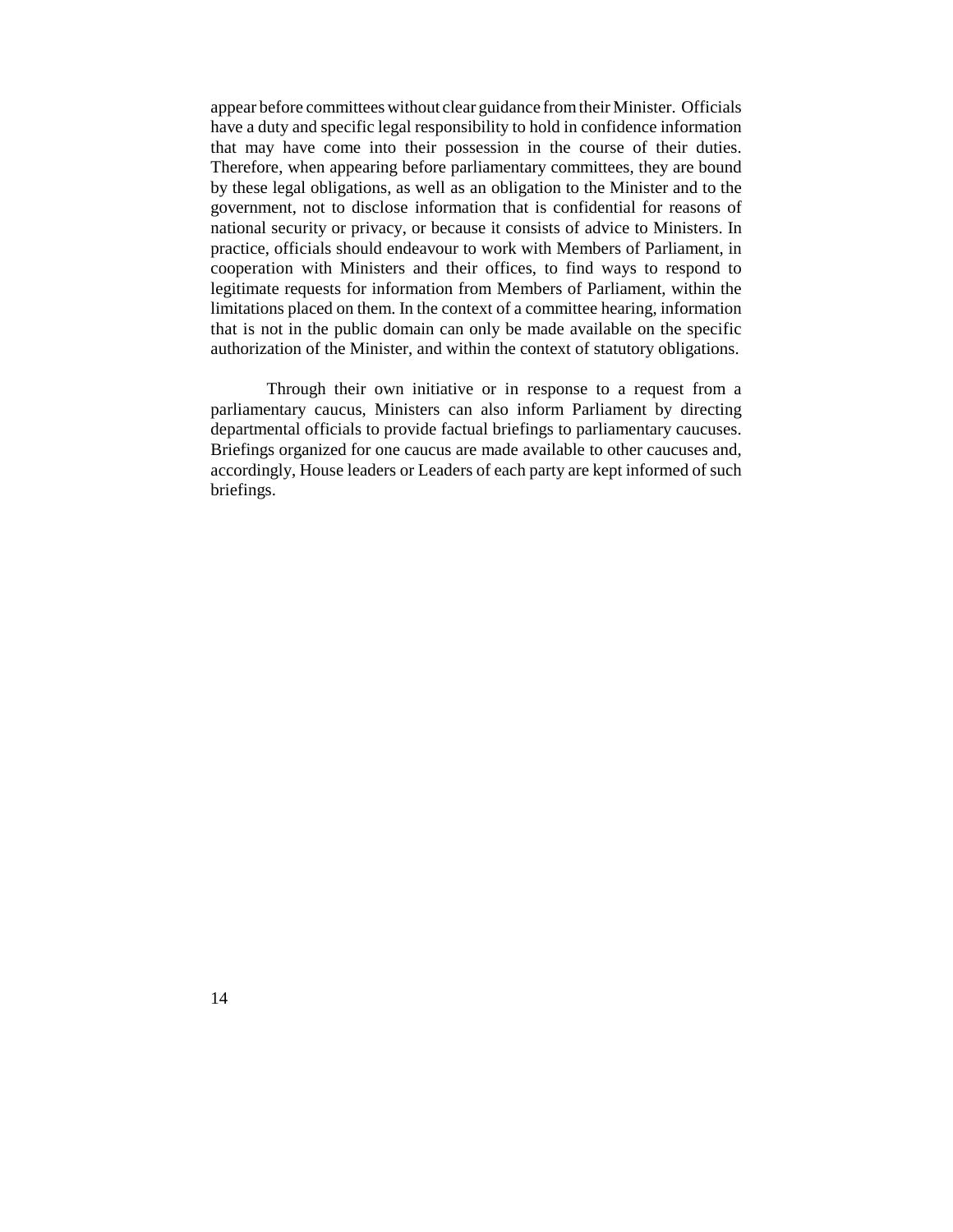appear before committees without clear guidance from their Minister. Officials have a duty and specific legal responsibility to hold in confidence information that may have come into their possession in the course of their duties. Therefore, when appearing before parliamentary committees, they are bound by these legal obligations, as well as an obligation to the Minister and to the government, not to disclose information that is confidential for reasons of national security or privacy, or because it consists of advice to Ministers. In practice, officials should endeavour to work with Members of Parliament, in cooperation with Ministers and their offices, to find ways to respond to legitimate requests for information from Members of Parliament, within the limitations placed on them. In the context of a committee hearing, information that is not in the public domain can only be made available on the specific authorization of the Minister, and within the context of statutory obligations.

Through their own initiative or in response to a request from a parliamentary caucus, Ministers can also inform Parliament by directing departmental officials to provide factual briefings to parliamentary caucuses. Briefings organized for one caucus are made available to other caucuses and, accordingly, House leaders or Leaders of each party are kept informed of such briefings.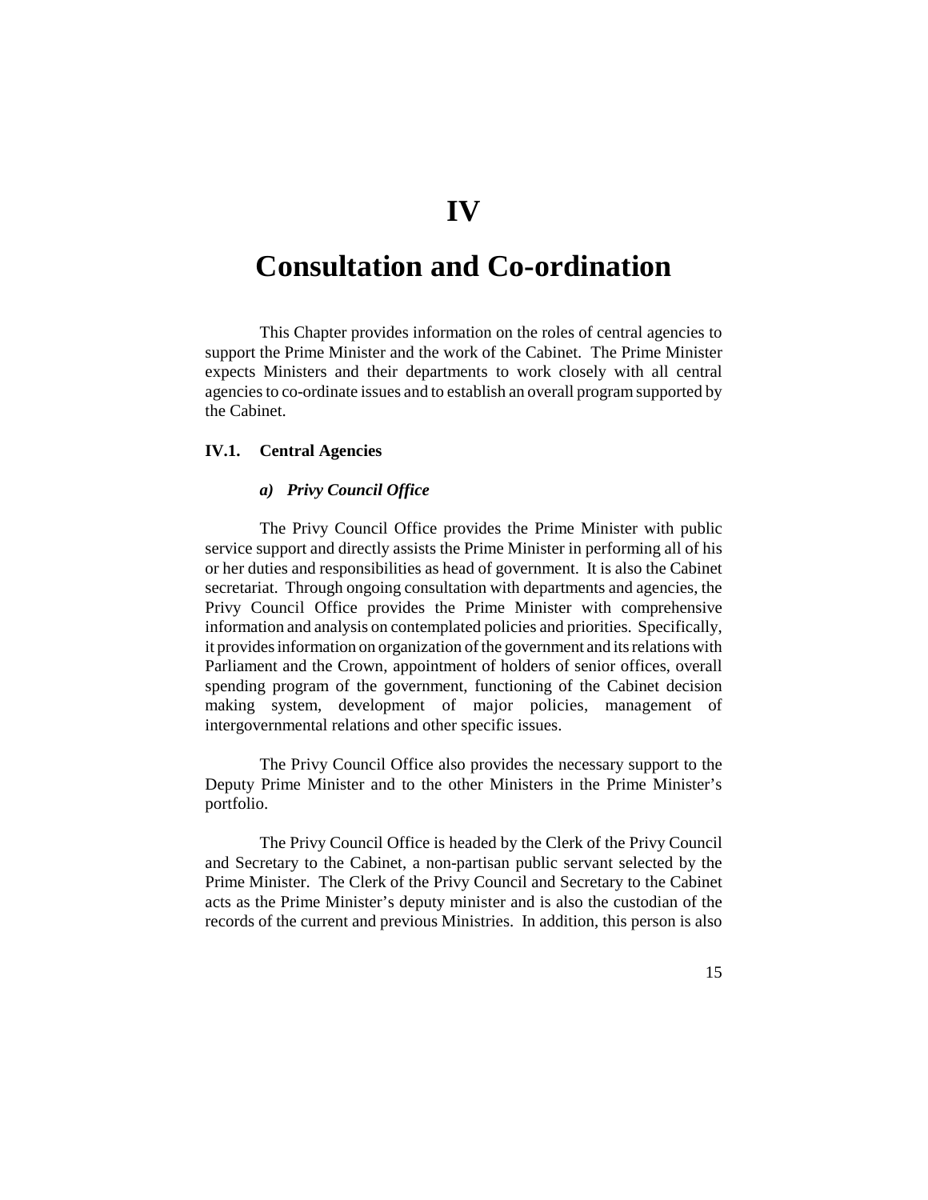# IV

# Consultation and Co-ordination

This Chapter provides information on the roles of central agencies to support the Prime Minister and the work of the Cabinet. The Prime Minister expects Ministers and their departments to work closely with all central agencies to co-ordinate issues and to establish an overall program supported by the Cabinet.

## IV.1. Central Agencies

### *a) Privy Council Office*

The Privy Council Office provides the Prime Minister with public service support and directly assists the Prime Minister in performing all of his or her duties and responsibilities as head of government. It is also the Cabinet secretariat. Through ongoing consultation with departments and agencies, the Privy Council Office provides the Prime Minister with comprehensive information and analysis on contemplated policies and priorities. Specifically, it provides information on organization of the government and its relations with Parliament and the Crown, appointment of holders of senior offices, overall spending program of the government, functioning of the Cabinet decision making system, development of major policies, management of intergovernmental relations and other specific issues.

The Privy Council Office also provides the necessary support to the Deputy Prime Minister and to the other Ministers in the Prime Minister's portfolio.

The Privy Council Office is headed by the Clerk of the Privy Council and Secretary to the Cabinet, a non-partisan public servant selected by the Prime Minister. The Clerk of the Privy Council and Secretary to the Cabinet acts as the Prime Minister's deputy minister and is also the custodian of the records of the current and previous Ministries. In addition, this person is also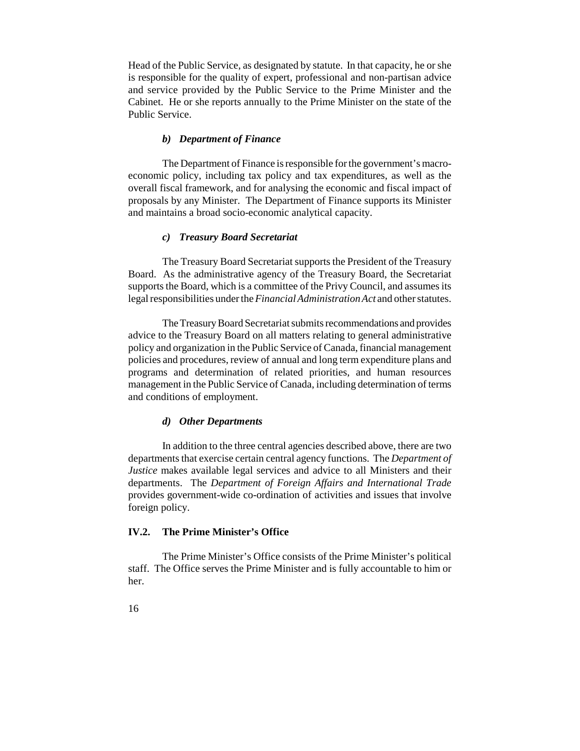Head of the Public Service, as designated by statute. In that capacity, he or she is responsible for the quality of expert, professional and non-partisan advice and service provided by the Public Service to the Prime Minister and the Cabinet. He or she reports annually to the Prime Minister on the state of the Public Service.

#### *b) Department of Finance*

The Department of Finance is responsible for the government's macro-economic policy, including tax policy and tax expenditures, as well as the overall fiscal framework, and for analysing the economic and fiscal impact of proposals by any Minister. The Department of Finance supports its Minister and maintains a broad socio-economic analytical capacity.

#### *c) Treasury Board Secretariat*

The Treasury Board Secretariat supports the President of the Treasury Board. As the administrative agency of the Treasury Board, the Secretariat supports the Board, which is a committee of the Privy Council, and assumes its legal responsibilities under the *Financial Administration Act* and other statutes.

The Treasury Board Secretariat submits recommendations and provides advice to the Treasury Board on all matters relating to general administrative policy and organization in the Public Service of Canada, financial management policies and procedures, review of annual and long term expenditure plans and programs and determination of related priorities, and human resources management in the Public Service of Canada, including determination of terms and conditions of employment.

#### *d) Other Departments*

In addition to the three central agencies described above, there are two departments that exercise certain central agency functions. The *Department of Justice* makes available legal services and advice to all Ministers and their departments. The *Department of Foreign Affairs and International Trade* provides government-wide co-ordination of activities and issues that involve foreign policy.

### IV.2. The Prime Minister's Office

The Prime Minister's Office consists of the Prime Minister's political staff. The Office serves the Prime Minister and is fully accountable to him or her.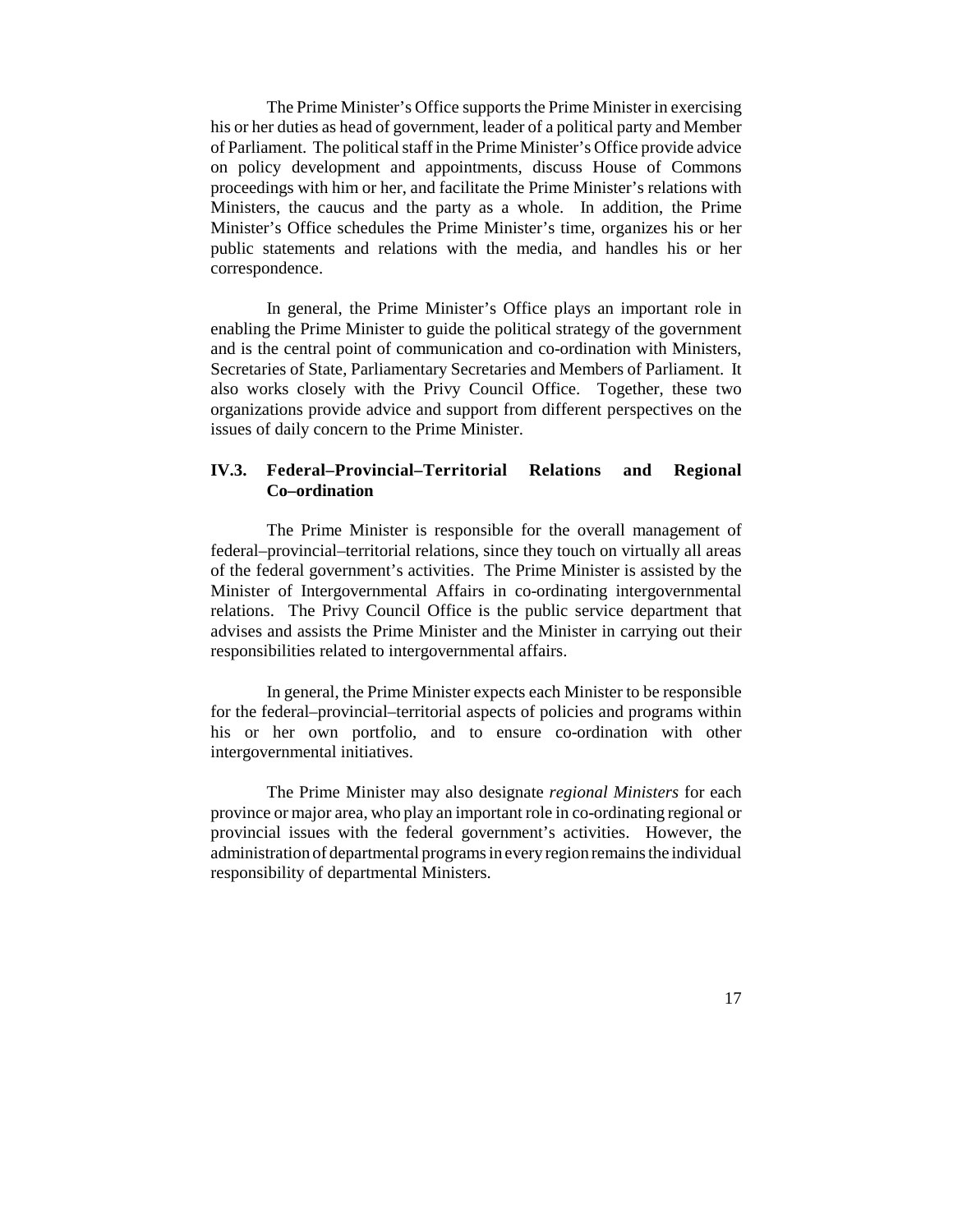The Prime Minister's Office supports the Prime Minister in exercising his or her duties as head of government, leader of a political party and Member of Parliament. The political staff in the Prime Minister's Office provide advice on policy development and appointments, discuss House of Commons proceedings with him or her, and facilitate the Prime Minister's relations with Ministers, the caucus and the party as a whole. In addition, the Prime Minister's Office schedules the Prime Minister's time, organizes his or her public statements and relations with the media, and handles his or her correspondence.

In general, the Prime Minister's Office plays an important role in enabling the Prime Minister to guide the political strategy of the government and is the central point of communication and co-ordination with Ministers, Secretaries of State, Parliamentary Secretaries and Members of Parliament. It also works closely with the Privy Council Office. Together, these two organizations provide advice and support from different perspectives on the issues of daily concern to the Prime Minister.

### IV.3. Federal–Provincial–Territorial Relations and Regional Co–ordination

The Prime Minister is responsible for the overall management of federal–provincial–territorial relations, since they touch on virtually all areas of the federal government's activities. The Prime Minister is assisted by the Minister of Intergovernmental Affairs in co-ordinating intergovernmental relations. The Privy Council Office is the public service department that advises and assists the Prime Minister and the Minister in carrying out their responsibilities related to intergovernmental affairs.

In general, the Prime Minister expects each Minister to be responsible for the federal–provincial–territorial aspects of policies and programs within his or her own portfolio, and to ensure co-ordination with other intergovernmental initiatives.

The Prime Minister may also designate *regional Ministers* for each province or major area, who play an important role in co-ordinating regional or provincial issues with the federal government's activities. However, the administration of departmental programs in every region remains the individual responsibility of departmental Ministers.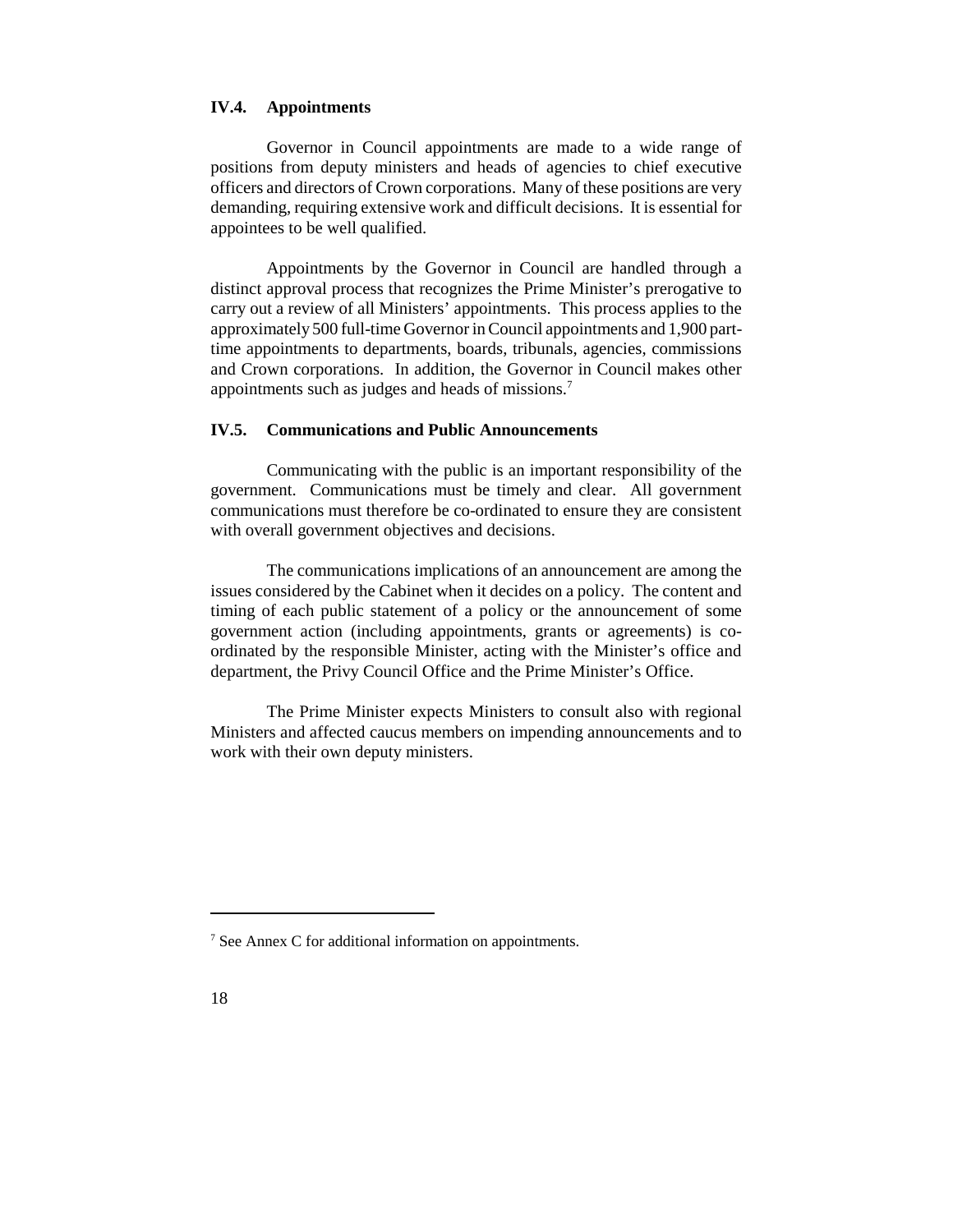### IV.4. Appointments

Governor in Council appointments are made to a wide range of positions from deputy ministers and heads of agencies to chief executive officers and directors of Crown corporations. Many of these positions are very demanding, requiring extensive work and difficult decisions. It is essential for appointees to be well qualified.

Appointments by the Governor in Council are handled through a distinct approval process that recognizes the Prime Minister's prerogative to carry out a review of all Ministers' appointments. This process applies to the approximately 500 full-time Governor in Council appointments and 1,900 part-time appointments to departments, boards, tribunals, agencies, commissions and Crown corporations. In addition, the Governor in Council makes other appointments such as judges and heads of missions.[7]

### IV.5. Communications and Public Announcements

Communicating with the public is an important responsibility of the government. Communications must be timely and clear. All government communications must therefore be co-ordinated to ensure they are consistent with overall government objectives and decisions.

The communications implications of an announcement are among the issues considered by the Cabinet when it decides on a policy. The content and timing of each public statement of a policy or the announcement of some government action (including appointments, grants or agreements) is co-ordinated by the responsible Minister, acting with the Minister's office and department, the Privy Council Office and the Prime Minister's Office.

The Prime Minister expects Ministers to consult also with regional Ministers and affected caucus members on impending announcements and to work with their own deputy ministers.

---

[7] See Annex C for additional information on appointments.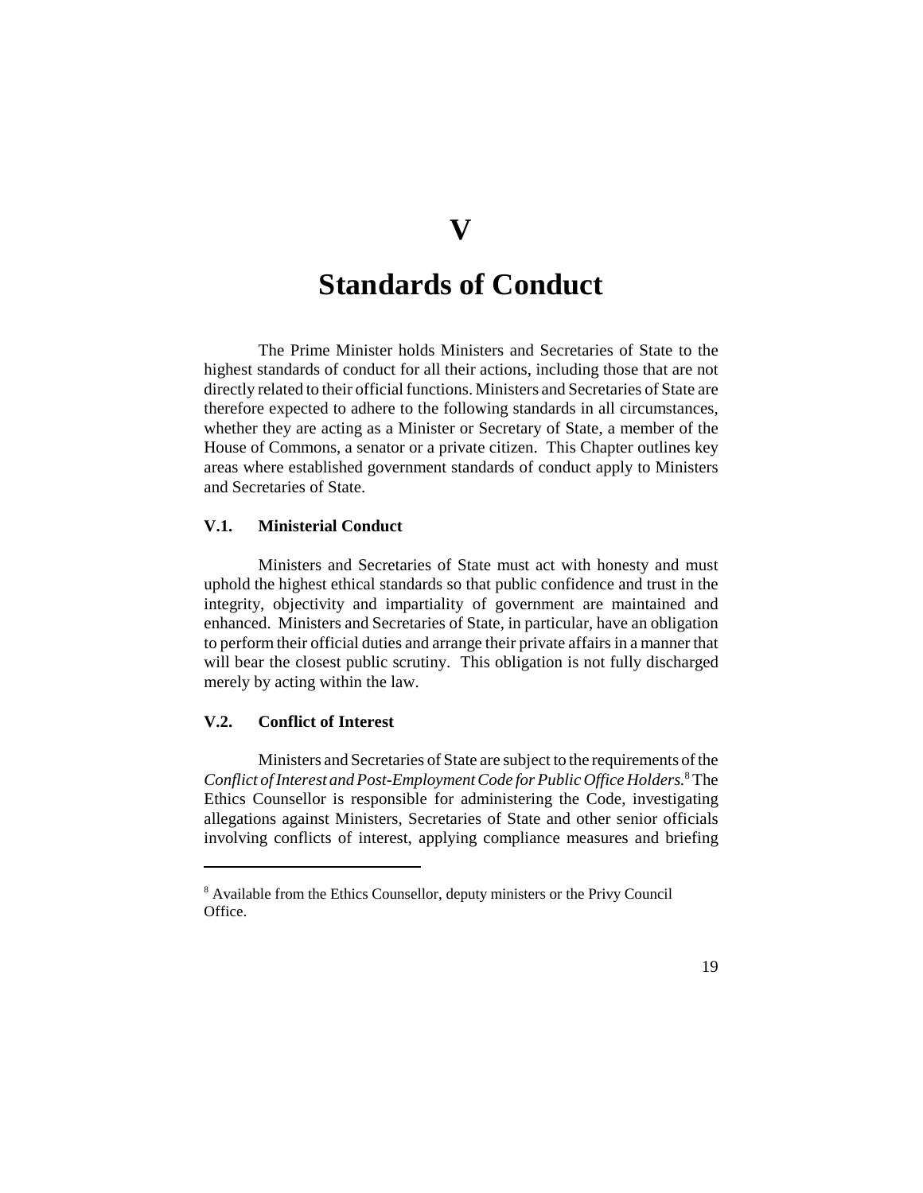# V

# Standards of Conduct

The Prime Minister holds Ministers and Secretaries of State to the highest standards of conduct for all their actions, including those that are not directly related to their official functions. Ministers and Secretaries of State are therefore expected to adhere to the following standards in all circumstances, whether they are acting as a Minister or Secretary of State, a member of the House of Commons, a senator or a private citizen. This Chapter outlines key areas where established government standards of conduct apply to Ministers and Secretaries of State.

## V.1. Ministerial Conduct

Ministers and Secretaries of State must act with honesty and must uphold the highest ethical standards so that public confidence and trust in the integrity, objectivity and impartiality of government are maintained and enhanced. Ministers and Secretaries of State, in particular, have an obligation to perform their official duties and arrange their private affairs in a manner that will bear the closest public scrutiny. This obligation is not fully discharged merely by acting within the law.

## V.2. Conflict of Interest

Ministers and Secretaries of State are subject to the requirements of the *Conflict of Interest and Post-Employment Code for Public Office Holders.*[8] The Ethics Counsellor is responsible for administering the Code, investigating allegations against Ministers, Secretaries of State and other senior officials involving conflicts of interest, applying compliance measures and briefing

[8] Available from the Ethics Counsellor, deputy ministers or the Privy Council Office.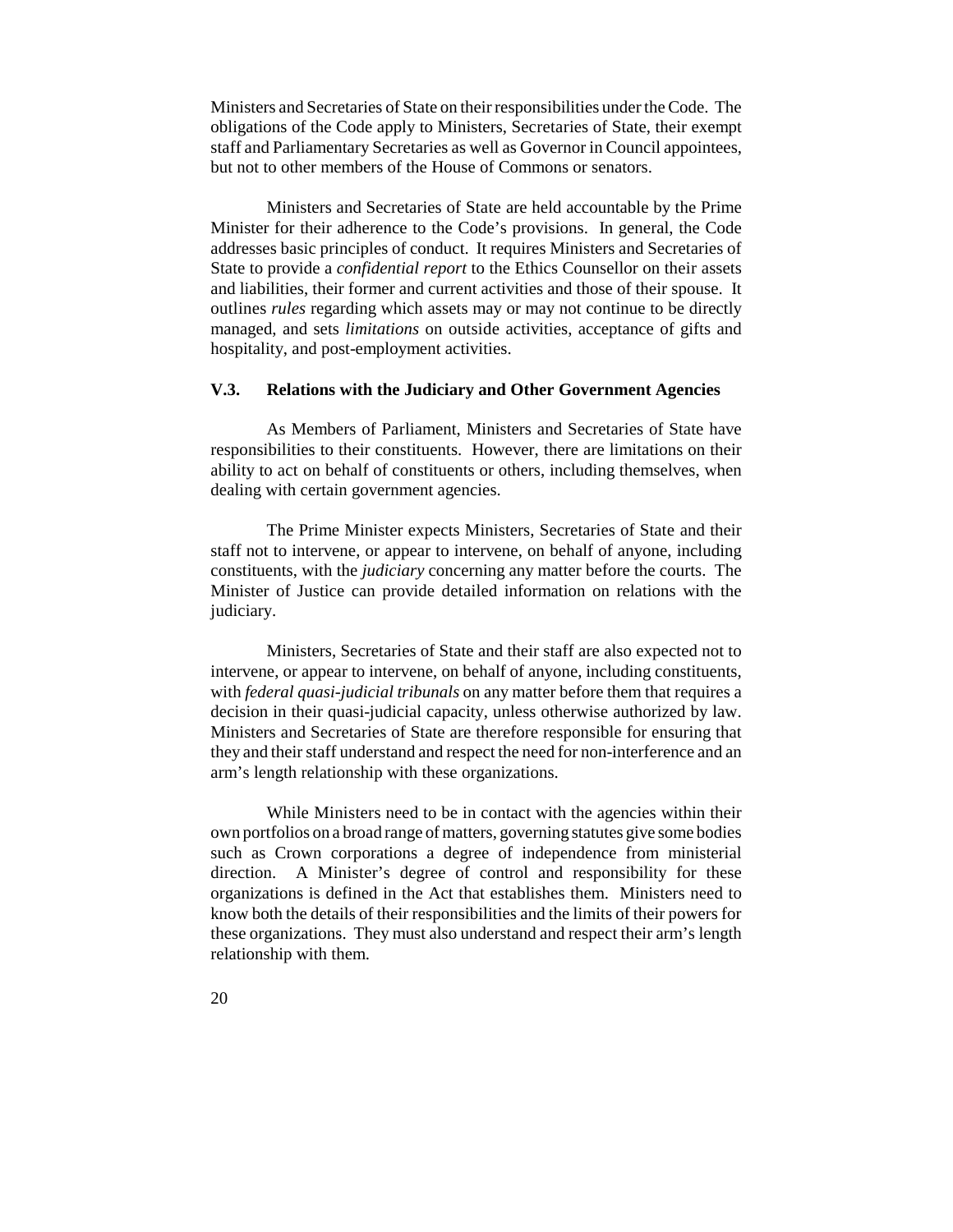Ministers and Secretaries of State on their responsibilities under the Code. The obligations of the Code apply to Ministers, Secretaries of State, their exempt staff and Parliamentary Secretaries as well as Governor in Council appointees, but not to other members of the House of Commons or senators.

Ministers and Secretaries of State are held accountable by the Prime Minister for their adherence to the Code's provisions. In general, the Code addresses basic principles of conduct. It requires Ministers and Secretaries of State to provide a *confidential report* to the Ethics Counsellor on their assets and liabilities, their former and current activities and those of their spouse. It outlines *rules* regarding which assets may or may not continue to be directly managed, and sets *limitations* on outside activities, acceptance of gifts and hospitality, and post-employment activities.

### V.3. Relations with the Judiciary and Other Government Agencies

As Members of Parliament, Ministers and Secretaries of State have responsibilities to their constituents. However, there are limitations on their ability to act on behalf of constituents or others, including themselves, when dealing with certain government agencies.

The Prime Minister expects Ministers, Secretaries of State and their staff not to intervene, or appear to intervene, on behalf of anyone, including constituents, with the *judiciary* concerning any matter before the courts. The Minister of Justice can provide detailed information on relations with the judiciary.

Ministers, Secretaries of State and their staff are also expected not to intervene, or appear to intervene, on behalf of anyone, including constituents, with *federal quasi-judicial tribunals* on any matter before them that requires a decision in their quasi-judicial capacity, unless otherwise authorized by law. Ministers and Secretaries of State are therefore responsible for ensuring that they and their staff understand and respect the need for non-interference and an arm's length relationship with these organizations.

While Ministers need to be in contact with the agencies within their own portfolios on a broad range of matters, governing statutes give some bodies such as Crown corporations a degree of independence from ministerial direction. A Minister's degree of control and responsibility for these organizations is defined in the Act that establishes them. Ministers need to know both the details of their responsibilities and the limits of their powers for these organizations. They must also understand and respect their arm's length relationship with them.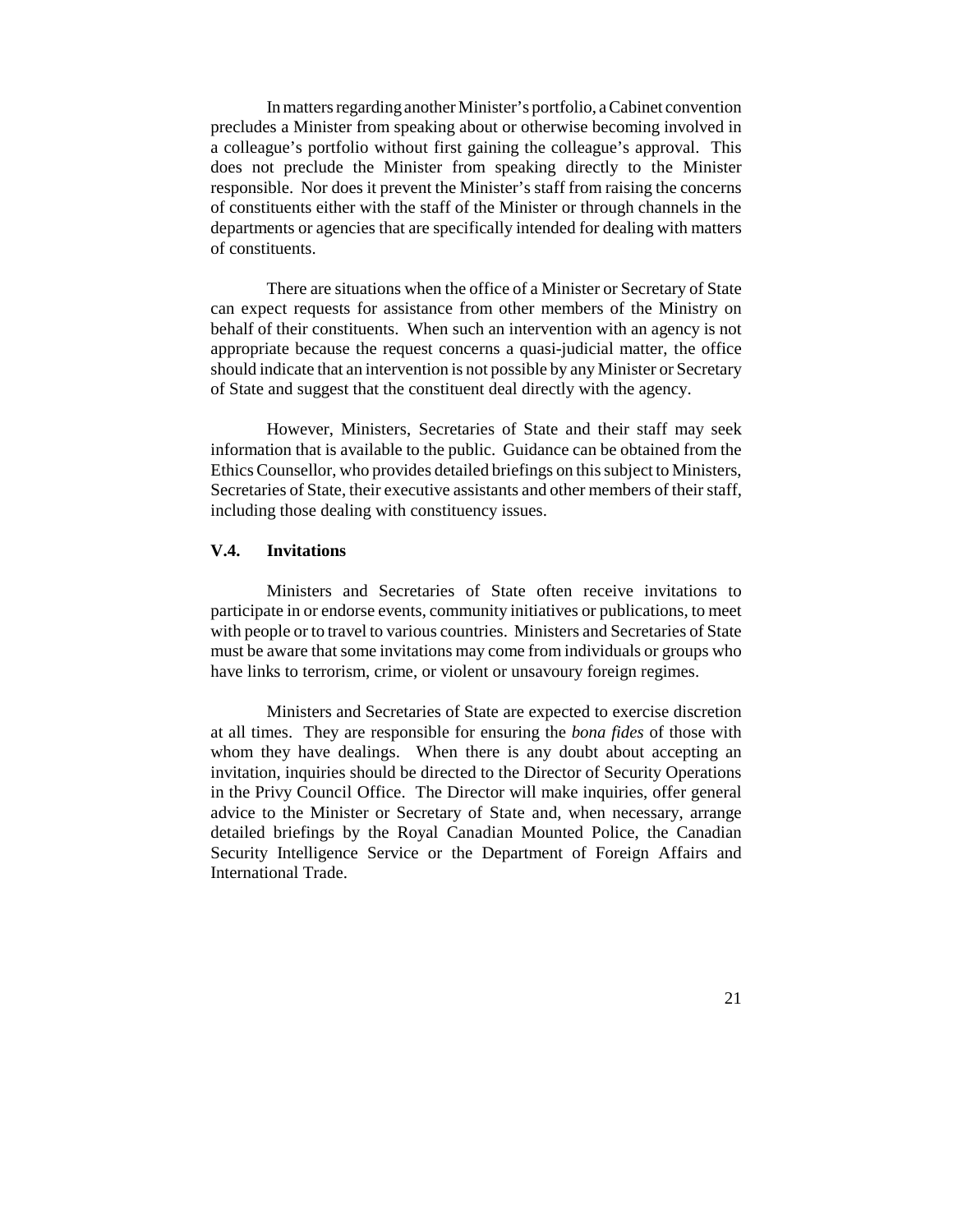In matters regarding another Minister's portfolio, a Cabinet convention precludes a Minister from speaking about or otherwise becoming involved in a colleague's portfolio without first gaining the colleague's approval. This does not preclude the Minister from speaking directly to the Minister responsible. Nor does it prevent the Minister's staff from raising the concerns of constituents either with the staff of the Minister or through channels in the departments or agencies that are specifically intended for dealing with matters of constituents.

There are situations when the office of a Minister or Secretary of State can expect requests for assistance from other members of the Ministry on behalf of their constituents. When such an intervention with an agency is not appropriate because the request concerns a quasi-judicial matter, the office should indicate that an intervention is not possible by any Minister or Secretary of State and suggest that the constituent deal directly with the agency.

However, Ministers, Secretaries of State and their staff may seek information that is available to the public. Guidance can be obtained from the Ethics Counsellor, who provides detailed briefings on this subject to Ministers, Secretaries of State, their executive assistants and other members of their staff, including those dealing with constituency issues.

### V.4. Invitations

Ministers and Secretaries of State often receive invitations to participate in or endorse events, community initiatives or publications, to meet with people or to travel to various countries. Ministers and Secretaries of State must be aware that some invitations may come from individuals or groups who have links to terrorism, crime, or violent or unsavoury foreign regimes.

Ministers and Secretaries of State are expected to exercise discretion at all times. They are responsible for ensuring the *bona fides* of those with whom they have dealings. When there is any doubt about accepting an invitation, inquiries should be directed to the Director of Security Operations in the Privy Council Office. The Director will make inquiries, offer general advice to the Minister or Secretary of State and, when necessary, arrange detailed briefings by the Royal Canadian Mounted Police, the Canadian Security Intelligence Service or the Department of Foreign Affairs and International Trade.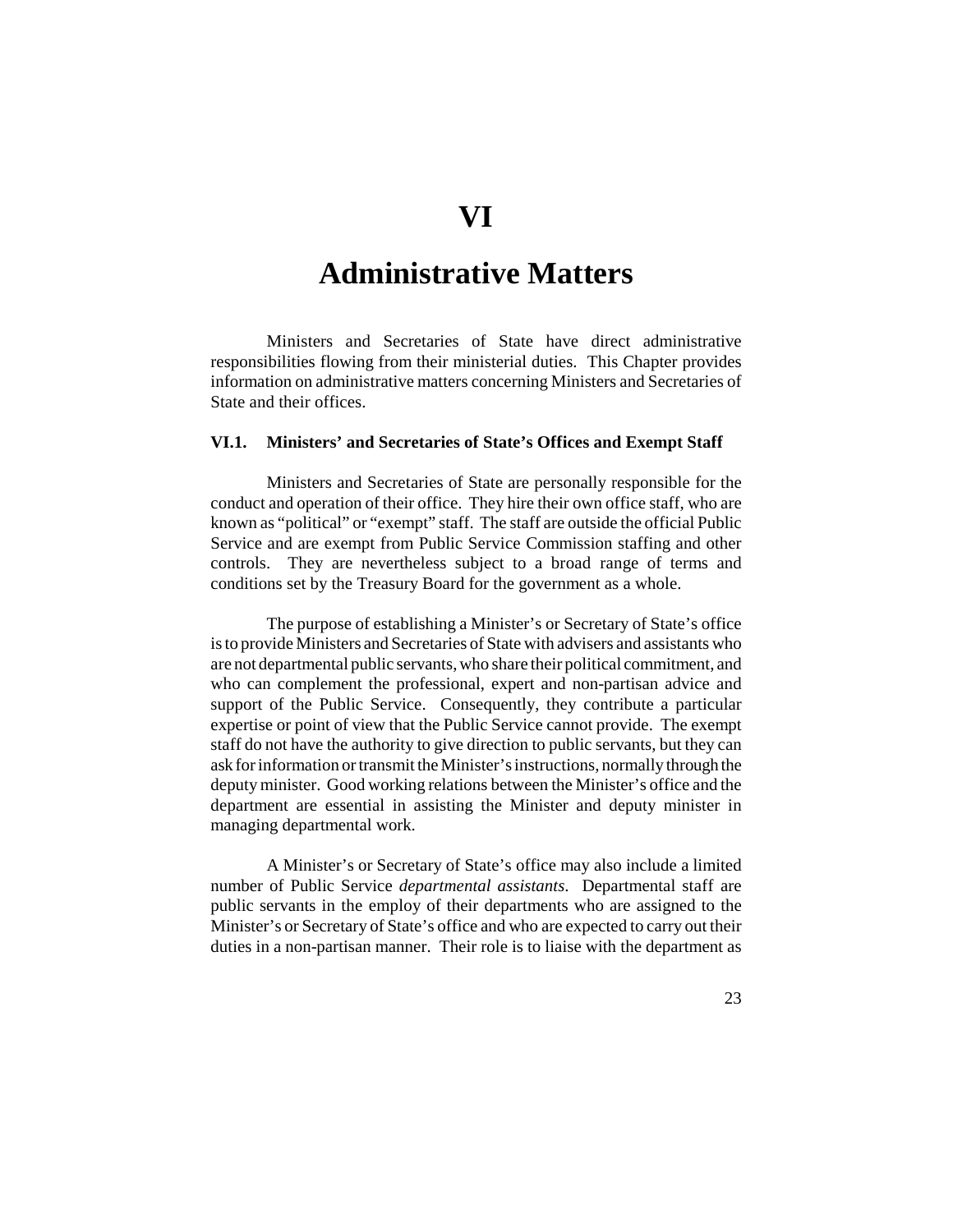# VI

# Administrative Matters

Ministers and Secretaries of State have direct administrative responsibilities flowing from their ministerial duties. This Chapter provides information on administrative matters concerning Ministers and Secretaries of State and their offices.

### VI.1. Ministers' and Secretaries of State's Offices and Exempt Staff

Ministers and Secretaries of State are personally responsible for the conduct and operation of their office. They hire their own office staff, who are known as "political" or "exempt" staff. The staff are outside the official Public Service and are exempt from Public Service Commission staffing and other controls. They are nevertheless subject to a broad range of terms and conditions set by the Treasury Board for the government as a whole.

The purpose of establishing a Minister's or Secretary of State's office is to provide Ministers and Secretaries of State with advisers and assistants who are not departmental public servants, who share their political commitment, and who can complement the professional, expert and non-partisan advice and support of the Public Service. Consequently, they contribute a particular expertise or point of view that the Public Service cannot provide. The exempt staff do not have the authority to give direction to public servants, but they can ask for information or transmit the Minister's instructions, normally through the deputy minister. Good working relations between the Minister's office and the department are essential in assisting the Minister and deputy minister in managing departmental work.

A Minister's or Secretary of State's office may also include a limited number of Public Service *departmental assistants*. Departmental staff are public servants in the employ of their departments who are assigned to the Minister's or Secretary of State's office and who are expected to carry out their duties in a non-partisan manner. Their role is to liaise with the department as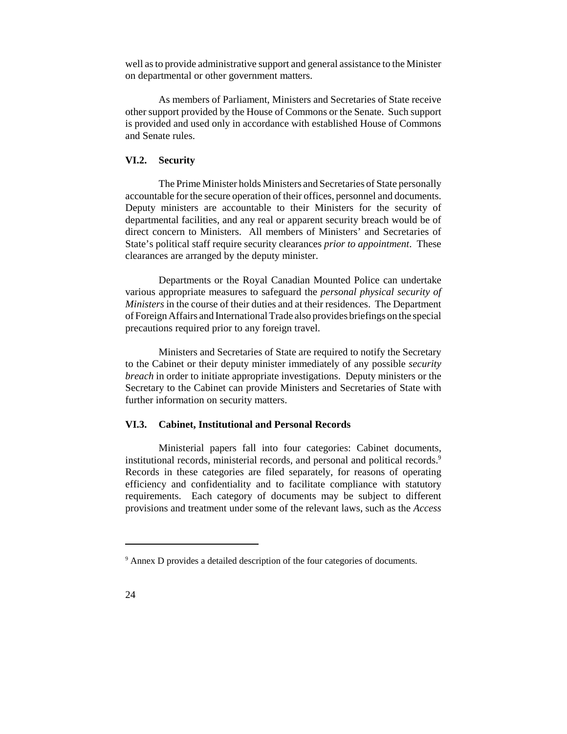well as to provide administrative support and general assistance to the Minister on departmental or other government matters.

As members of Parliament, Ministers and Secretaries of State receive other support provided by the House of Commons or the Senate. Such support is provided and used only in accordance with established House of Commons and Senate rules.

### VI.2. Security

The Prime Minister holds Ministers and Secretaries of State personally accountable for the secure operation of their offices, personnel and documents. Deputy ministers are accountable to their Ministers for the security of departmental facilities, and any real or apparent security breach would be of direct concern to Ministers. All members of Ministers' and Secretaries of State's political staff require security clearances *prior to appointment*. These clearances are arranged by the deputy minister.

Departments or the Royal Canadian Mounted Police can undertake various appropriate measures to safeguard the *personal physical security of Ministers* in the course of their duties and at their residences. The Department of Foreign Affairs and International Trade also provides briefings on the special precautions required prior to any foreign travel.

Ministers and Secretaries of State are required to notify the Secretary to the Cabinet or their deputy minister immediately of any possible *security breach* in order to initiate appropriate investigations. Deputy ministers or the Secretary to the Cabinet can provide Ministers and Secretaries of State with further information on security matters.

### VI.3. Cabinet, Institutional and Personal Records

Ministerial papers fall into four categories: Cabinet documents, institutional records, ministerial records, and personal and political records.[9] Records in these categories are filed separately, for reasons of operating efficiency and confidentiality and to facilitate compliance with statutory requirements. Each category of documents may be subject to different provisions and treatment under some of the relevant laws, such as the *Access*

---

[9] Annex D provides a detailed description of the four categories of documents.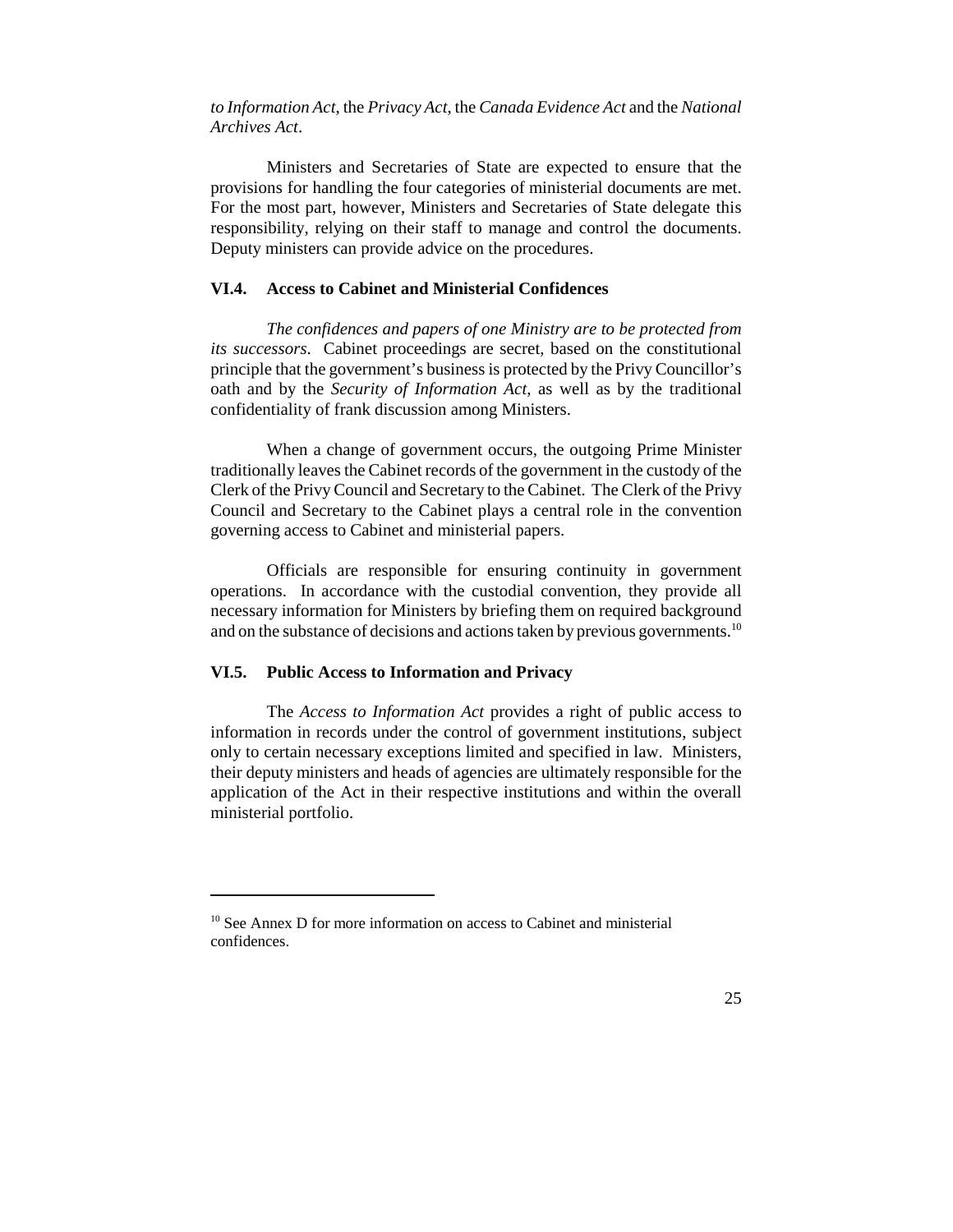*to Information Act*, the *Privacy Act*, the *Canada Evidence Act* and the *National Archives Act*.

Ministers and Secretaries of State are expected to ensure that the provisions for handling the four categories of ministerial documents are met. For the most part, however, Ministers and Secretaries of State delegate this responsibility, relying on their staff to manage and control the documents. Deputy ministers can provide advice on the procedures.

### VI.4. Access to Cabinet and Ministerial Confidences

*The confidences and papers of one Ministry are to be protected from its successors*. Cabinet proceedings are secret, based on the constitutional principle that the government's business is protected by the Privy Councillor's oath and by the *Security of Information Act*, as well as by the traditional confidentiality of frank discussion among Ministers.

When a change of government occurs, the outgoing Prime Minister traditionally leaves the Cabinet records of the government in the custody of the Clerk of the Privy Council and Secretary to the Cabinet. The Clerk of the Privy Council and Secretary to the Cabinet plays a central role in the convention governing access to Cabinet and ministerial papers.

Officials are responsible for ensuring continuity in government operations. In accordance with the custodial convention, they provide all necessary information for Ministers by briefing them on required background and on the substance of decisions and actions taken by previous governments.[10]

### VI.5. Public Access to Information and Privacy

The *Access to Information Act* provides a right of public access to information in records under the control of government institutions, subject only to certain necessary exceptions limited and specified in law. Ministers, their deputy ministers and heads of agencies are ultimately responsible for the application of the Act in their respective institutions and within the overall ministerial portfolio.

---

[10] See Annex D for more information on access to Cabinet and ministerial confidences.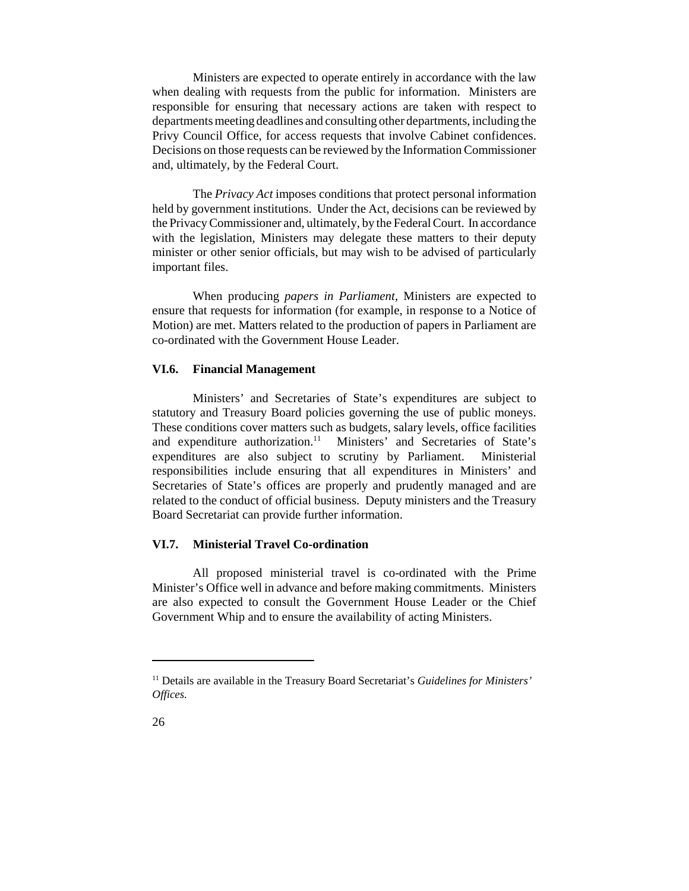Ministers are expected to operate entirely in accordance with the law when dealing with requests from the public for information. Ministers are responsible for ensuring that necessary actions are taken with respect to departments meeting deadlines and consulting other departments, including the Privy Council Office, for access requests that involve Cabinet confidences. Decisions on those requests can be reviewed by the Information Commissioner and, ultimately, by the Federal Court.

The *Privacy Act* imposes conditions that protect personal information held by government institutions. Under the Act, decisions can be reviewed by the Privacy Commissioner and, ultimately, by the Federal Court. In accordance with the legislation, Ministers may delegate these matters to their deputy minister or other senior officials, but may wish to be advised of particularly important files.

When producing *papers in Parliament*, Ministers are expected to ensure that requests for information (for example, in response to a Notice of Motion) are met. Matters related to the production of papers in Parliament are co-ordinated with the Government House Leader.

### VI.6. Financial Management

Ministers' and Secretaries of State's expenditures are subject to statutory and Treasury Board policies governing the use of public moneys. These conditions cover matters such as budgets, salary levels, office facilities and expenditure authorization.[11] Ministers' and Secretaries of State's expenditures are also subject to scrutiny by Parliament. Ministerial responsibilities include ensuring that all expenditures in Ministers' and Secretaries of State's offices are properly and prudently managed and are related to the conduct of official business. Deputy ministers and the Treasury Board Secretariat can provide further information.

### VI.7. Ministerial Travel Co-ordination

All proposed ministerial travel is co-ordinated with the Prime Minister's Office well in advance and before making commitments. Ministers are also expected to consult the Government House Leader or the Chief Government Whip and to ensure the availability of acting Ministers.

---

[11] Details are available in the Treasury Board Secretariat's *Guidelines for Ministers' Offices.*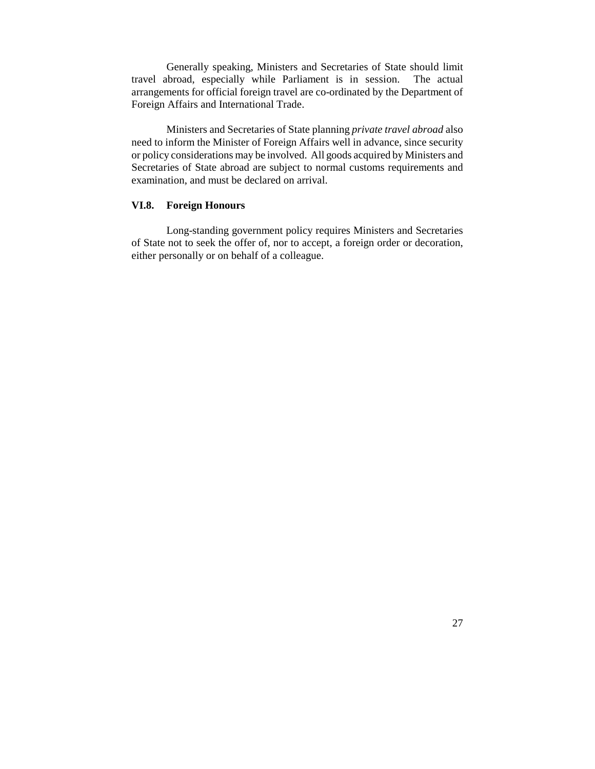Generally speaking, Ministers and Secretaries of State should limit travel abroad, especially while Parliament is in session. The actual arrangements for official foreign travel are co-ordinated by the Department of Foreign Affairs and International Trade.

Ministers and Secretaries of State planning *private travel abroad* also need to inform the Minister of Foreign Affairs well in advance, since security or policy considerations may be involved. All goods acquired by Ministers and Secretaries of State abroad are subject to normal customs requirements and examination, and must be declared on arrival.

### VI.8. Foreign Honours

Long-standing government policy requires Ministers and Secretaries of State not to seek the offer of, nor to accept, a foreign order or decoration, either personally or on behalf of a colleague.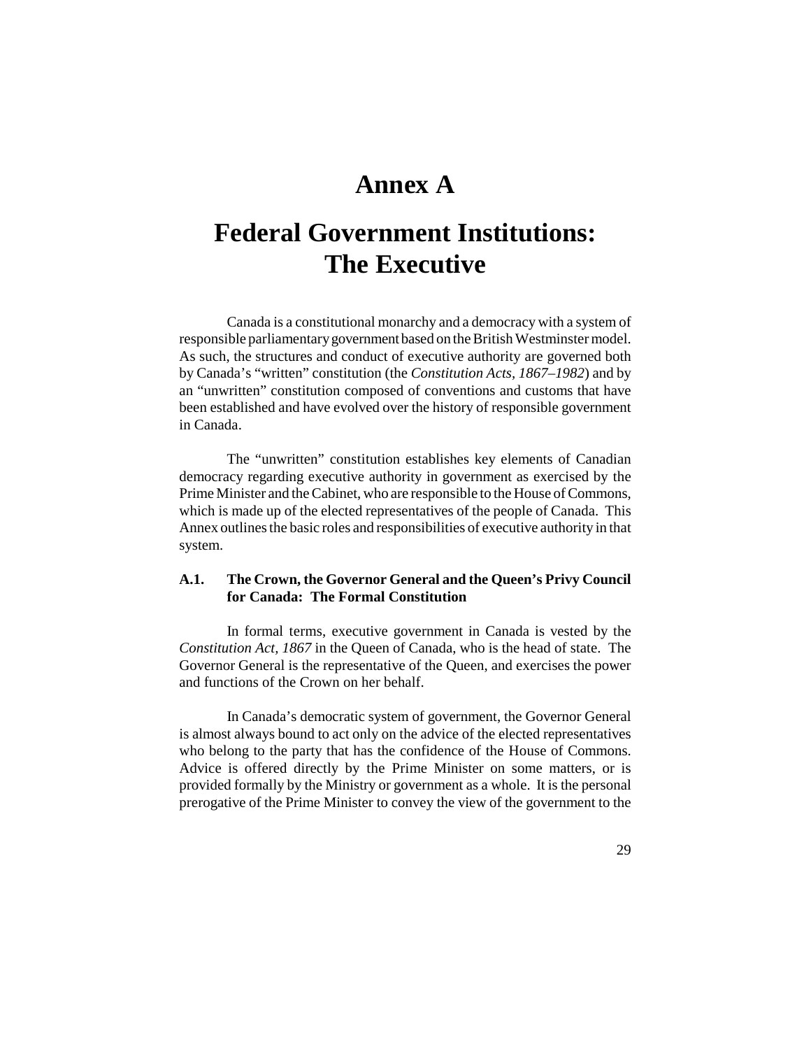# Annex A

# Federal Government Institutions: The Executive

Canada is a constitutional monarchy and a democracy with a system of responsible parliamentary government based on the British Westminster model. As such, the structures and conduct of executive authority are governed both by Canada's "written" constitution (the *Constitution Acts, 1867–1982*) and by an "unwritten" constitution composed of conventions and customs that have been established and have evolved over the history of responsible government in Canada.

The "unwritten" constitution establishes key elements of Canadian democracy regarding executive authority in government as exercised by the Prime Minister and the Cabinet, who are responsible to the House of Commons, which is made up of the elected representatives of the people of Canada. This Annex outlines the basic roles and responsibilities of executive authority in that system.

### A.1. The Crown, the Governor General and the Queen's Privy Council for Canada: The Formal Constitution

In formal terms, executive government in Canada is vested by the *Constitution Act, 1867* in the Queen of Canada, who is the head of state. The Governor General is the representative of the Queen, and exercises the power and functions of the Crown on her behalf.

In Canada's democratic system of government, the Governor General is almost always bound to act only on the advice of the elected representatives who belong to the party that has the confidence of the House of Commons. Advice is offered directly by the Prime Minister on some matters, or is provided formally by the Ministry or government as a whole. It is the personal prerogative of the Prime Minister to convey the view of the government to the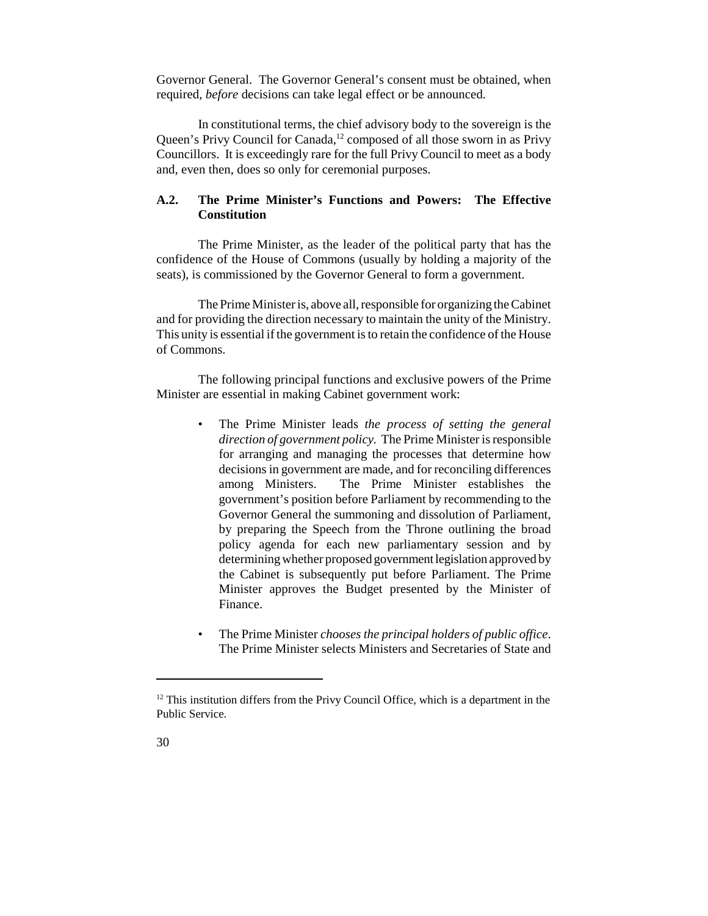Governor General. The Governor General's consent must be obtained, when required, *before* decisions can take legal effect or be announced.

In constitutional terms, the chief advisory body to the sovereign is the Queen's Privy Council for Canada,[12] composed of all those sworn in as Privy Councillors. It is exceedingly rare for the full Privy Council to meet as a body and, even then, does so only for ceremonial purposes.

### A.2. The Prime Minister's Functions and Powers: The Effective Constitution

The Prime Minister, as the leader of the political party that has the confidence of the House of Commons (usually by holding a majority of the seats), is commissioned by the Governor General to form a government.

The Prime Minister is, above all, responsible for organizing the Cabinet and for providing the direction necessary to maintain the unity of the Ministry. This unity is essential if the government is to retain the confidence of the House of Commons.

The following principal functions and exclusive powers of the Prime Minister are essential in making Cabinet government work:

- The Prime Minister leads *the process of setting the general direction of government policy.* The Prime Minister is responsible for arranging and managing the processes that determine how decisions in government are made, and for reconciling differences among Ministers. The Prime Minister establishes the government's position before Parliament by recommending to the Governor General the summoning and dissolution of Parliament, by preparing the Speech from the Throne outlining the broad policy agenda for each new parliamentary session and by determining whether proposed government legislation approved by the Cabinet is subsequently put before Parliament. The Prime Minister approves the Budget presented by the Minister of Finance.

- The Prime Minister *chooses the principal holders of public office*. The Prime Minister selects Ministers and Secretaries of State and

[12] This institution differs from the Privy Council Office, which is a department in the Public Service.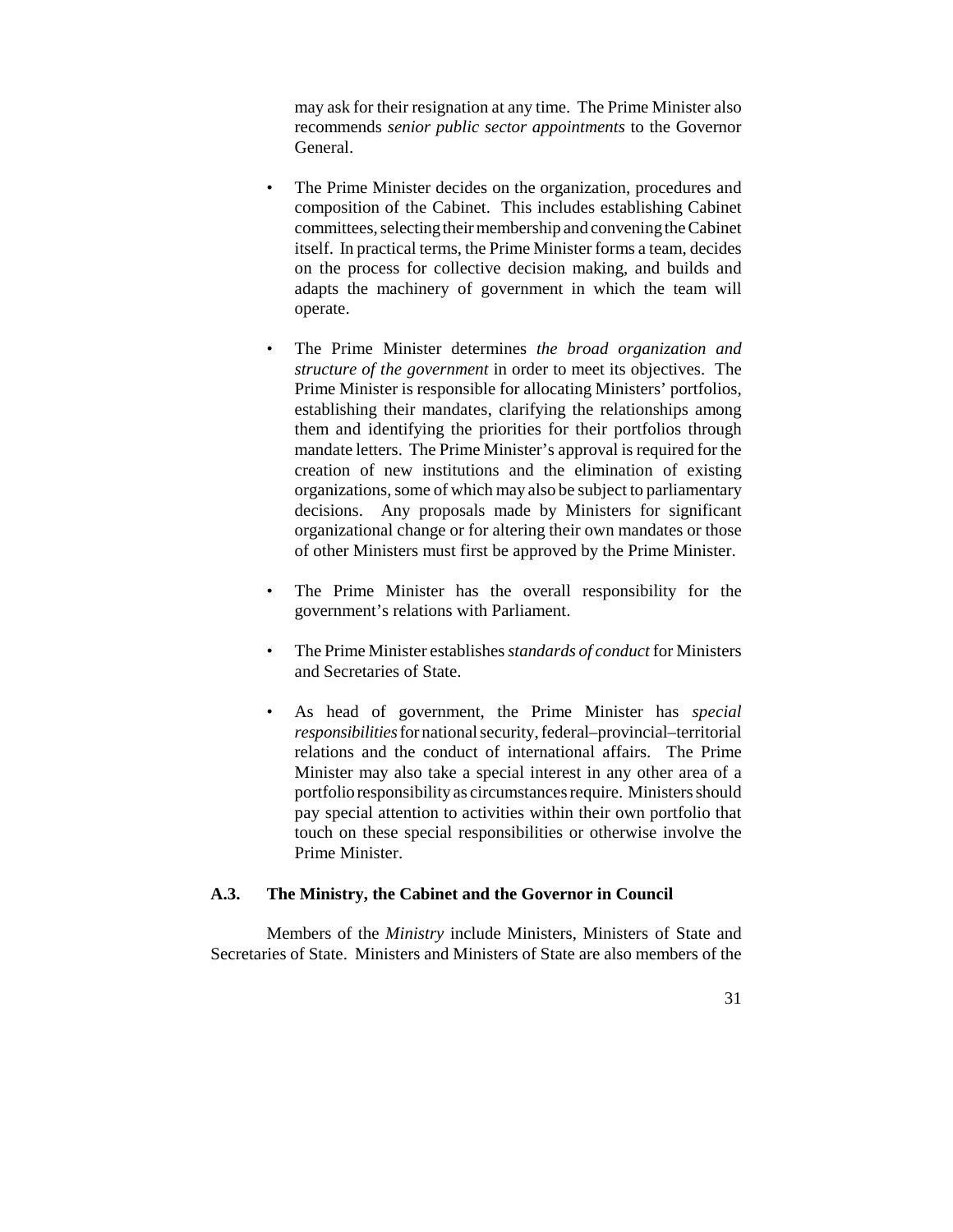may ask for their resignation at any time. The Prime Minister also recommends *senior public sector appointments* to the Governor General.

- The Prime Minister decides on the organization, procedures and composition of the Cabinet. This includes establishing Cabinet committees, selecting their membership and convening the Cabinet itself. In practical terms, the Prime Minister forms a team, decides on the process for collective decision making, and builds and adapts the machinery of government in which the team will operate.

- The Prime Minister determines *the broad organization and structure of the government* in order to meet its objectives. The Prime Minister is responsible for allocating Ministers' portfolios, establishing their mandates, clarifying the relationships among them and identifying the priorities for their portfolios through mandate letters. The Prime Minister's approval is required for the creation of new institutions and the elimination of existing organizations, some of which may also be subject to parliamentary decisions. Any proposals made by Ministers for significant organizational change or for altering their own mandates or those of other Ministers must first be approved by the Prime Minister.

- The Prime Minister has the overall responsibility for the government's relations with Parliament.

- The Prime Minister establishes *standards of conduct* for Ministers and Secretaries of State.

- As head of government, the Prime Minister has *special responsibilities* for national security, federal–provincial–territorial relations and the conduct of international affairs. The Prime Minister may also take a special interest in any other area of a portfolio responsibility as circumstances require. Ministers should pay special attention to activities within their own portfolio that touch on these special responsibilities or otherwise involve the Prime Minister.

### A.3. The Ministry, the Cabinet and the Governor in Council

Members of the *Ministry* include Ministers, Ministers of State and Secretaries of State. Ministers and Ministers of State are also members of the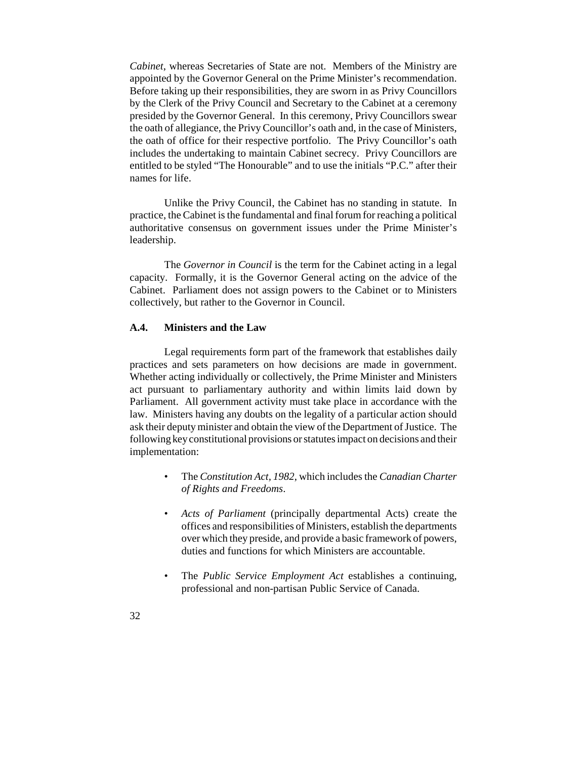*Cabinet*, whereas Secretaries of State are not. Members of the Ministry are appointed by the Governor General on the Prime Minister's recommendation. Before taking up their responsibilities, they are sworn in as Privy Councillors by the Clerk of the Privy Council and Secretary to the Cabinet at a ceremony presided by the Governor General. In this ceremony, Privy Councillors swear the oath of allegiance, the Privy Councillor's oath and, in the case of Ministers, the oath of office for their respective portfolio. The Privy Councillor's oath includes the undertaking to maintain Cabinet secrecy. Privy Councillors are entitled to be styled "The Honourable" and to use the initials "P.C." after their names for life.

Unlike the Privy Council, the Cabinet has no standing in statute. In practice, the Cabinet is the fundamental and final forum for reaching a political authoritative consensus on government issues under the Prime Minister's leadership.

The *Governor in Council* is the term for the Cabinet acting in a legal capacity. Formally, it is the Governor General acting on the advice of the Cabinet. Parliament does not assign powers to the Cabinet or to Ministers collectively, but rather to the Governor in Council.

### A.4. Ministers and the Law

Legal requirements form part of the framework that establishes daily practices and sets parameters on how decisions are made in government. Whether acting individually or collectively, the Prime Minister and Ministers act pursuant to parliamentary authority and within limits laid down by Parliament. All government activity must take place in accordance with the law. Ministers having any doubts on the legality of a particular action should ask their deputy minister and obtain the view of the Department of Justice. The following key constitutional provisions or statutes impact on decisions and their implementation:

- The *Constitution Act, 1982*, which includes the *Canadian Charter of Rights and Freedoms*.
- *Acts of Parliament* (principally departmental Acts) create the offices and responsibilities of Ministers, establish the departments over which they preside, and provide a basic framework of powers, duties and functions for which Ministers are accountable.
- The *Public Service Employment Act* establishes a continuing, professional and non-partisan Public Service of Canada.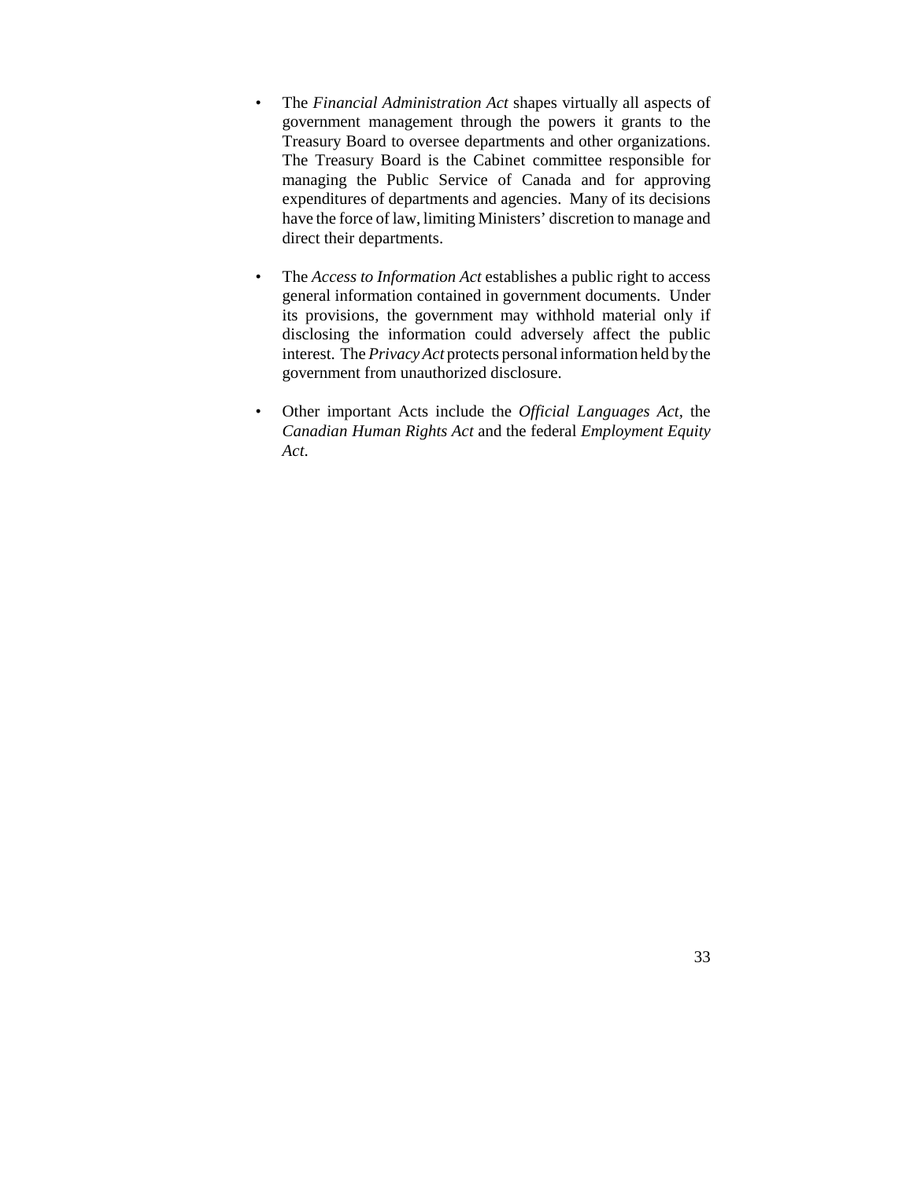- The *Financial Administration Act* shapes virtually all aspects of government management through the powers it grants to the Treasury Board to oversee departments and other organizations. The Treasury Board is the Cabinet committee responsible for managing the Public Service of Canada and for approving expenditures of departments and agencies. Many of its decisions have the force of law, limiting Ministers' discretion to manage and direct their departments.

- The *Access to Information Act* establishes a public right to access general information contained in government documents. Under its provisions, the government may withhold material only if disclosing the information could adversely affect the public interest. The *Privacy Act* protects personal information held by the government from unauthorized disclosure.

- Other important Acts include the *Official Languages Act*, the *Canadian Human Rights Act* and the federal *Employment Equity Act*.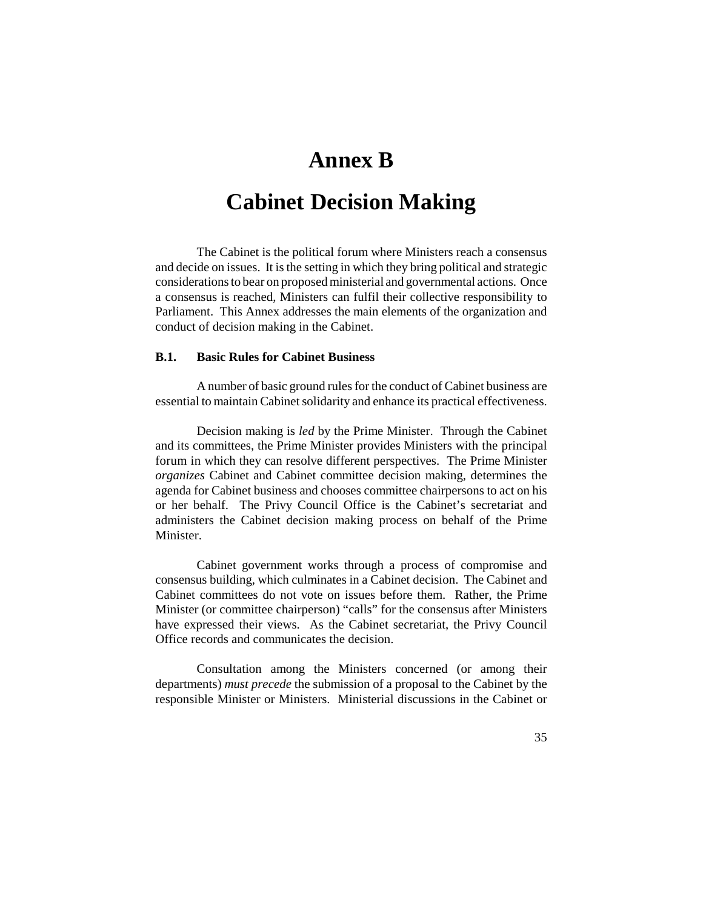# Annex B

# Cabinet Decision Making

The Cabinet is the political forum where Ministers reach a consensus and decide on issues. It is the setting in which they bring political and strategic considerations to bear on proposed ministerial and governmental actions. Once a consensus is reached, Ministers can fulfil their collective responsibility to Parliament. This Annex addresses the main elements of the organization and conduct of decision making in the Cabinet.

### B.1. Basic Rules for Cabinet Business

A number of basic ground rules for the conduct of Cabinet business are essential to maintain Cabinet solidarity and enhance its practical effectiveness.

Decision making is *led* by the Prime Minister. Through the Cabinet and its committees, the Prime Minister provides Ministers with the principal forum in which they can resolve different perspectives. The Prime Minister *organizes* Cabinet and Cabinet committee decision making, determines the agenda for Cabinet business and chooses committee chairpersons to act on his or her behalf. The Privy Council Office is the Cabinet's secretariat and administers the Cabinet decision making process on behalf of the Prime Minister.

Cabinet government works through a process of compromise and consensus building, which culminates in a Cabinet decision. The Cabinet and Cabinet committees do not vote on issues before them. Rather, the Prime Minister (or committee chairperson) "calls" for the consensus after Ministers have expressed their views. As the Cabinet secretariat, the Privy Council Office records and communicates the decision.

Consultation among the Ministers concerned (or among their departments) *must precede* the submission of a proposal to the Cabinet by the responsible Minister or Ministers. Ministerial discussions in the Cabinet or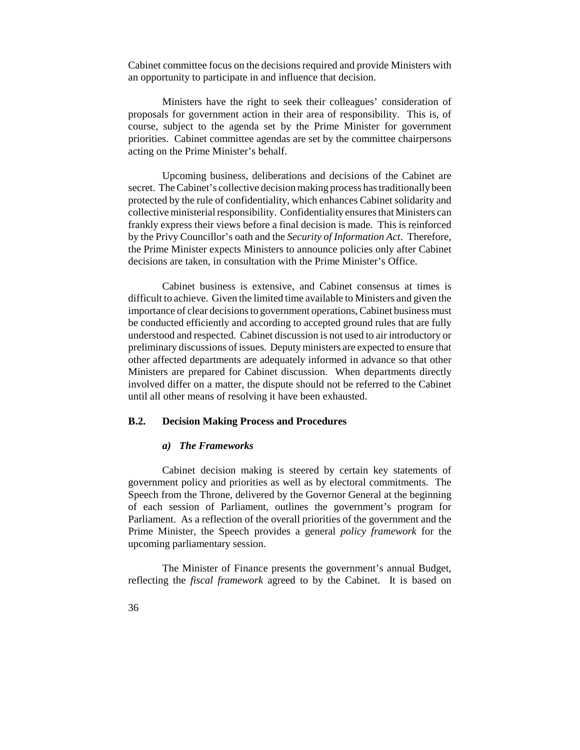Cabinet committee focus on the decisions required and provide Ministers with an opportunity to participate in and influence that decision.

Ministers have the right to seek their colleagues' consideration of proposals for government action in their area of responsibility. This is, of course, subject to the agenda set by the Prime Minister for government priorities. Cabinet committee agendas are set by the committee chairpersons acting on the Prime Minister's behalf.

Upcoming business, deliberations and decisions of the Cabinet are secret. The Cabinet's collective decision making process has traditionally been protected by the rule of confidentiality, which enhances Cabinet solidarity and collective ministerial responsibility. Confidentiality ensures that Ministers can frankly express their views before a final decision is made. This is reinforced by the Privy Councillor's oath and the *Security of Information Act*. Therefore, the Prime Minister expects Ministers to announce policies only after Cabinet decisions are taken, in consultation with the Prime Minister's Office.

Cabinet business is extensive, and Cabinet consensus at times is difficult to achieve. Given the limited time available to Ministers and given the importance of clear decisions to government operations, Cabinet business must be conducted efficiently and according to accepted ground rules that are fully understood and respected. Cabinet discussion is not used to air introductory or preliminary discussions of issues. Deputy ministers are expected to ensure that other affected departments are adequately informed in advance so that other Ministers are prepared for Cabinet discussion. When departments directly involved differ on a matter, the dispute should not be referred to the Cabinet until all other means of resolving it have been exhausted.

## B.2. Decision Making Process and Procedures

### *a) The Frameworks*

Cabinet decision making is steered by certain key statements of government policy and priorities as well as by electoral commitments. The Speech from the Throne, delivered by the Governor General at the beginning of each session of Parliament, outlines the government's program for Parliament. As a reflection of the overall priorities of the government and the Prime Minister, the Speech provides a general *policy framework* for the upcoming parliamentary session.

The Minister of Finance presents the government's annual Budget, reflecting the *fiscal framework* agreed to by the Cabinet. It is based on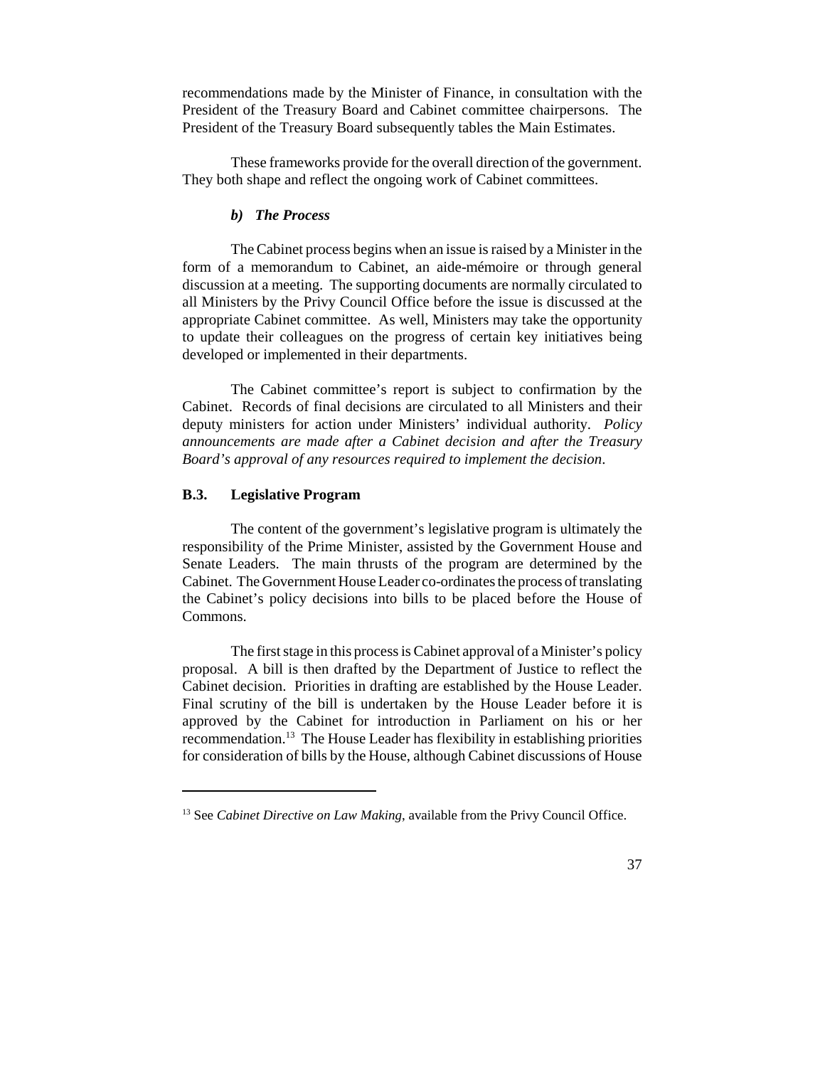recommendations made by the Minister of Finance, in consultation with the President of the Treasury Board and Cabinet committee chairpersons. The President of the Treasury Board subsequently tables the Main Estimates.

These frameworks provide for the overall direction of the government. They both shape and reflect the ongoing work of Cabinet committees.

#### *b) The Process*

The Cabinet process begins when an issue is raised by a Minister in the form of a memorandum to Cabinet, an aide-mémoire or through general discussion at a meeting. The supporting documents are normally circulated to all Ministers by the Privy Council Office before the issue is discussed at the appropriate Cabinet committee. As well, Ministers may take the opportunity to update their colleagues on the progress of certain key initiatives being developed or implemented in their departments.

The Cabinet committee's report is subject to confirmation by the Cabinet. Records of final decisions are circulated to all Ministers and their deputy ministers for action under Ministers' individual authority. *Policy announcements are made after a Cabinet decision and after the Treasury Board's approval of any resources required to implement the decision*.

### B.3. Legislative Program

The content of the government's legislative program is ultimately the responsibility of the Prime Minister, assisted by the Government House and Senate Leaders. The main thrusts of the program are determined by the Cabinet. The Government House Leader co-ordinates the process of translating the Cabinet's policy decisions into bills to be placed before the House of Commons.

The first stage in this process is Cabinet approval of a Minister's policy proposal. A bill is then drafted by the Department of Justice to reflect the Cabinet decision. Priorities in drafting are established by the House Leader. Final scrutiny of the bill is undertaken by the House Leader before it is approved by the Cabinet for introduction in Parliament on his or her recommendation.[13] The House Leader has flexibility in establishing priorities for consideration of bills by the House, although Cabinet discussions of House

---

[13] See *Cabinet Directive on Law Making*, available from the Privy Council Office.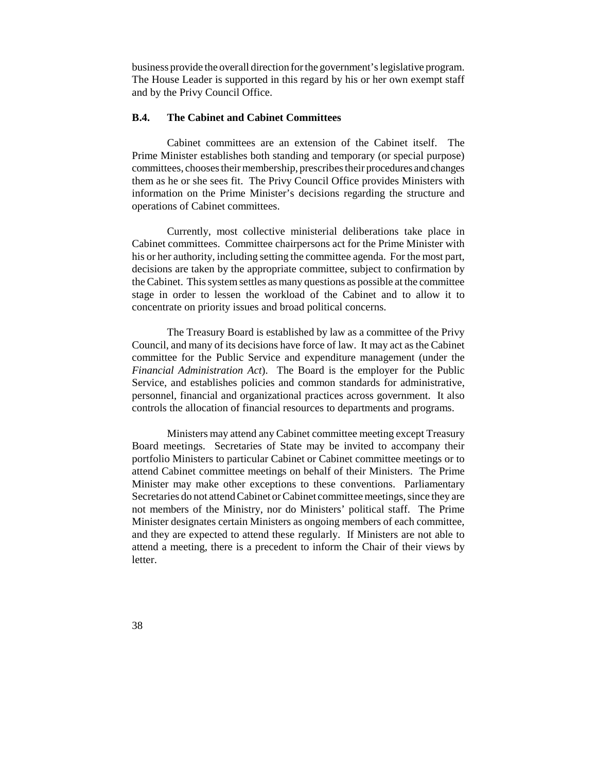business provide the overall direction for the government's legislative program. The House Leader is supported in this regard by his or her own exempt staff and by the Privy Council Office.

### B.4. The Cabinet and Cabinet Committees

Cabinet committees are an extension of the Cabinet itself. The Prime Minister establishes both standing and temporary (or special purpose) committees, chooses their membership, prescribes their procedures and changes them as he or she sees fit. The Privy Council Office provides Ministers with information on the Prime Minister's decisions regarding the structure and operations of Cabinet committees.

Currently, most collective ministerial deliberations take place in Cabinet committees. Committee chairpersons act for the Prime Minister with his or her authority, including setting the committee agenda. For the most part, decisions are taken by the appropriate committee, subject to confirmation by the Cabinet. This system settles as many questions as possible at the committee stage in order to lessen the workload of the Cabinet and to allow it to concentrate on priority issues and broad political concerns.

The Treasury Board is established by law as a committee of the Privy Council, and many of its decisions have force of law. It may act as the Cabinet committee for the Public Service and expenditure management (under the *Financial Administration Act*). The Board is the employer for the Public Service, and establishes policies and common standards for administrative, personnel, financial and organizational practices across government. It also controls the allocation of financial resources to departments and programs.

Ministers may attend any Cabinet committee meeting except Treasury Board meetings. Secretaries of State may be invited to accompany their portfolio Ministers to particular Cabinet or Cabinet committee meetings or to attend Cabinet committee meetings on behalf of their Ministers. The Prime Minister may make other exceptions to these conventions. Parliamentary Secretaries do not attend Cabinet or Cabinet committee meetings, since they are not members of the Ministry, nor do Ministers' political staff. The Prime Minister designates certain Ministers as ongoing members of each committee, and they are expected to attend these regularly. If Ministers are not able to attend a meeting, there is a precedent to inform the Chair of their views by letter.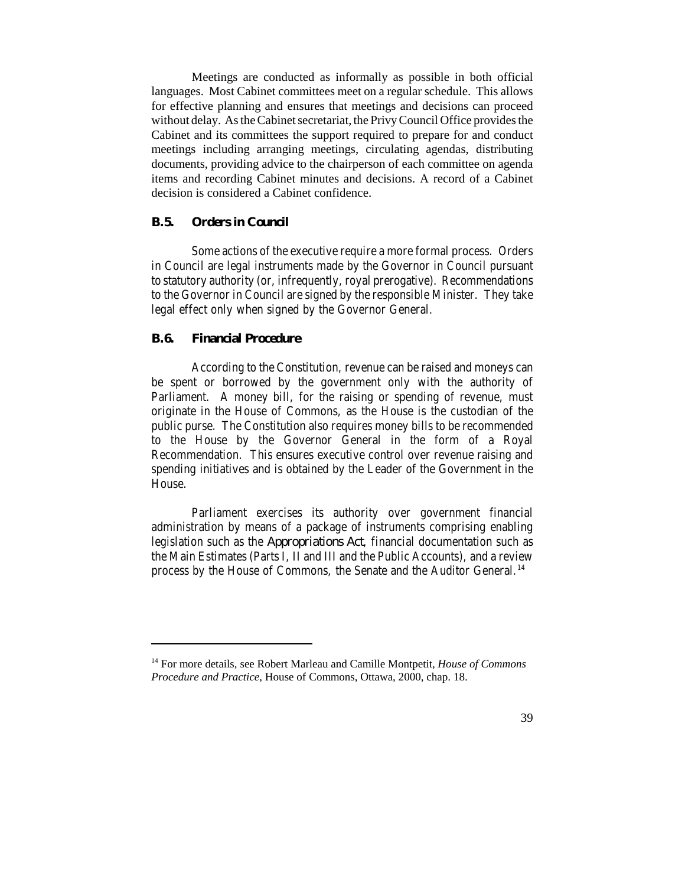Meetings are conducted as informally as possible in both official languages. Most Cabinet committees meet on a regular schedule. This allows for effective planning and ensures that meetings and decisions can proceed without delay. As the Cabinet secretariat, the Privy Council Office provides the Cabinet and its committees the support required to prepare for and conduct meetings including arranging meetings, circulating agendas, distributing documents, providing advice to the chairperson of each committee on agenda items and recording Cabinet minutes and decisions. A record of a Cabinet decision is considered a Cabinet confidence.

### B.5. Orders in Council

Some actions of the executive require a more formal process. Orders in Council are legal instruments made by the Governor in Council pursuant to statutory authority (or, infrequently, royal prerogative). Recommendations to the Governor in Council are signed by the responsible Minister. They take legal effect only when signed by the Governor General.

### B.6. Financial Procedure

According to the Constitution, revenue can be raised and moneys can be spent or borrowed by the government only with the authority of Parliament. A money bill, for the raising or spending of revenue, must originate in the House of Commons, as the House is the custodian of the public purse. The Constitution also requires money bills to be recommended to the House by the Governor General in the form of a Royal Recommendation. This ensures executive control over revenue raising and spending initiatives and is obtained by the Leader of the Government in the House.

Parliament exercises its authority over government financial administration by means of a package of instruments comprising enabling legislation such as the *Appropriations Act*, financial documentation such as the Main Estimates (Parts I, II and III and the Public Accounts), and a review process by the House of Commons, the Senate and the Auditor General.[14]

---

[14] For more details, see Robert Marleau and Camille Montpetit, *House of Commons Procedure and Practice*, House of Commons, Ottawa, 2000, chap. 18.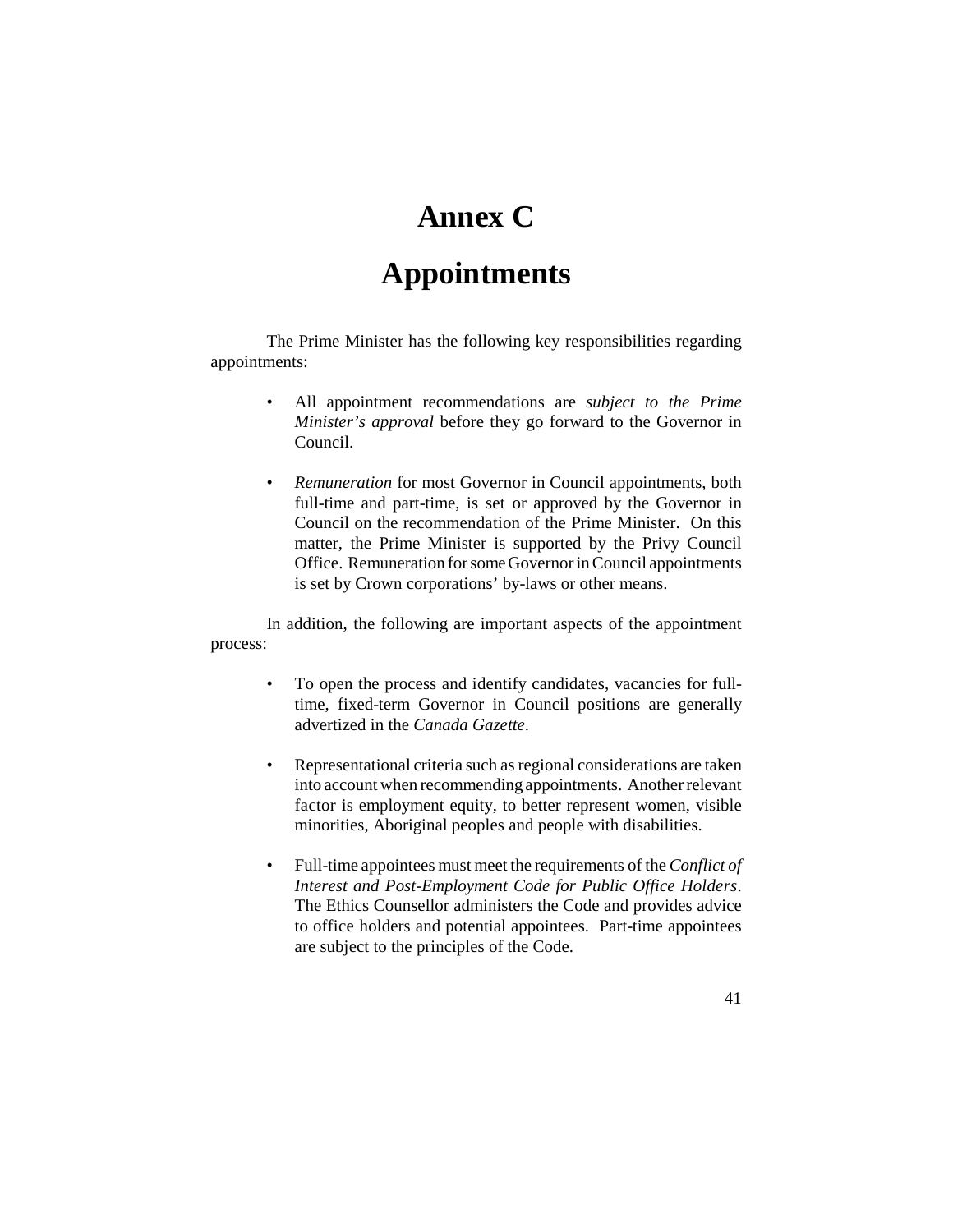# Annex C

# Appointments

The Prime Minister has the following key responsibilities regarding appointments:

- All appointment recommendations are *subject to the Prime Minister's approval* before they go forward to the Governor in Council.

- *Remuneration* for most Governor in Council appointments, both full-time and part-time, is set or approved by the Governor in Council on the recommendation of the Prime Minister. On this matter, the Prime Minister is supported by the Privy Council Office. Remuneration for some Governor in Council appointments is set by Crown corporations' by-laws or other means.

In addition, the following are important aspects of the appointment process:

- To open the process and identify candidates, vacancies for full-time, fixed-term Governor in Council positions are generally advertized in the *Canada Gazette*.

- Representational criteria such as regional considerations are taken into account when recommending appointments. Another relevant factor is employment equity, to better represent women, visible minorities, Aboriginal peoples and people with disabilities.

- Full-time appointees must meet the requirements of the *Conflict of Interest and Post-Employment Code for Public Office Holders*. The Ethics Counsellor administers the Code and provides advice to office holders and potential appointees. Part-time appointees are subject to the principles of the Code.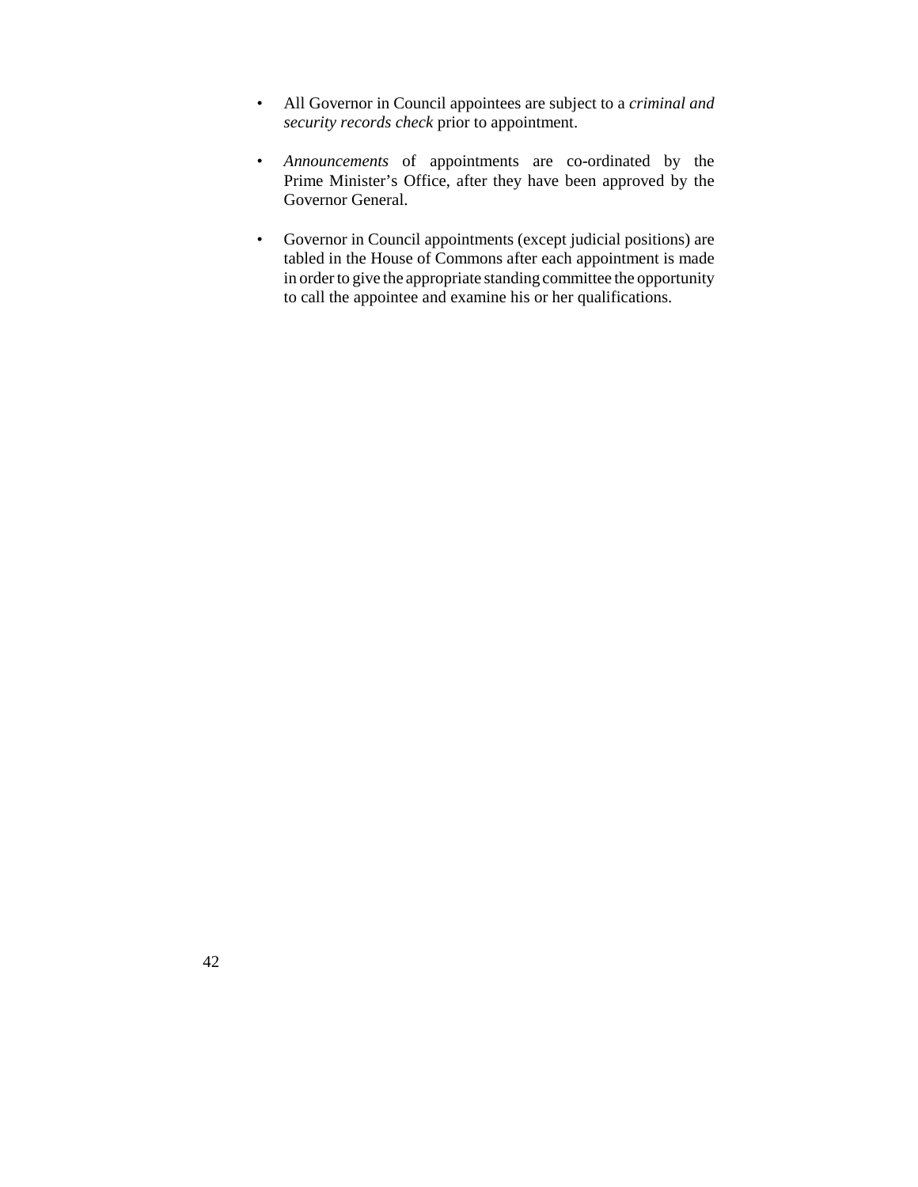- All Governor in Council appointees are subject to a *criminal and security records check* prior to appointment.

- *Announcements* of appointments are co-ordinated by the Prime Minister's Office, after they have been approved by the Governor General.

- Governor in Council appointments (except judicial positions) are tabled in the House of Commons after each appointment is made in order to give the appropriate standing committee the opportunity to call the appointee and examine his or her qualifications.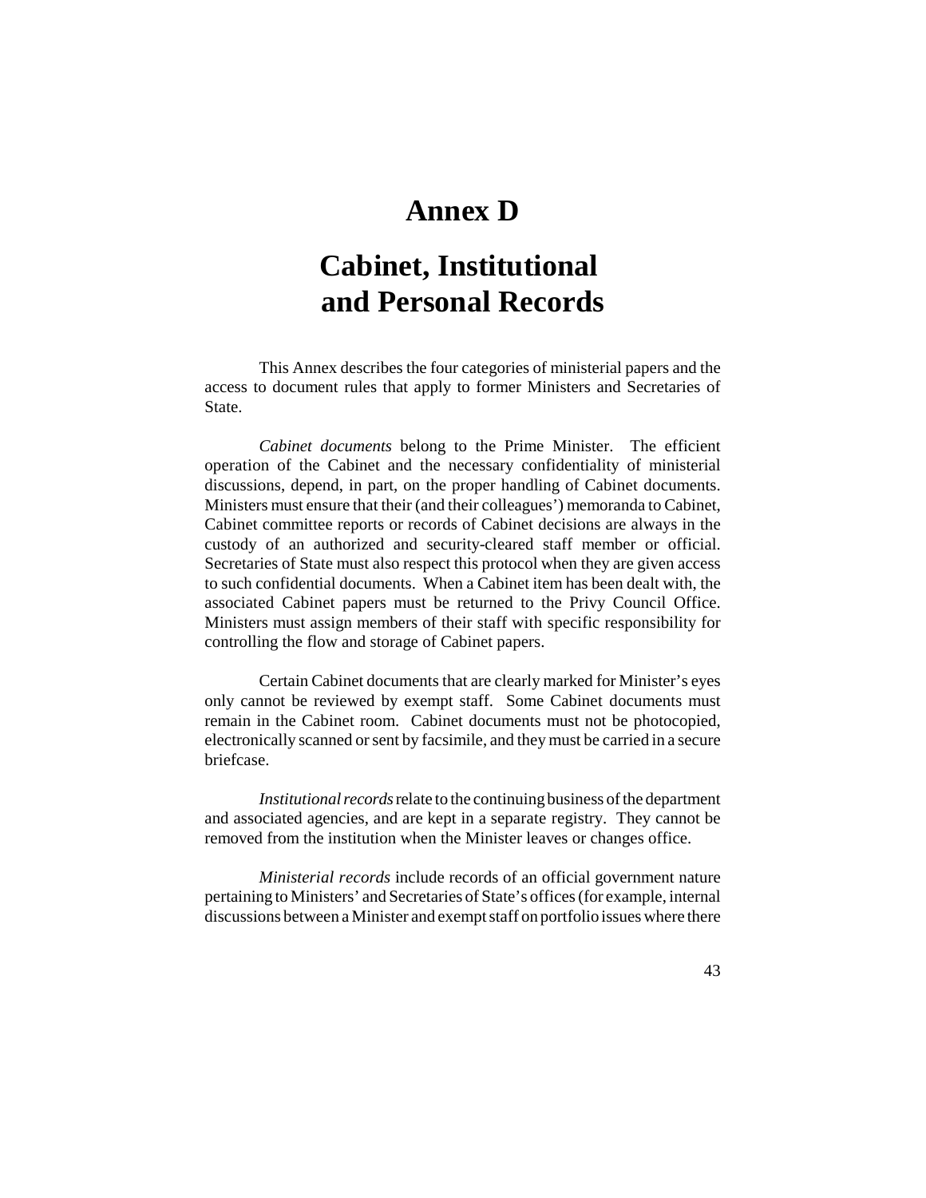# Annex D

# Cabinet, Institutional and Personal Records

This Annex describes the four categories of ministerial papers and the access to document rules that apply to former Ministers and Secretaries of State.

*Cabinet documents* belong to the Prime Minister. The efficient operation of the Cabinet and the necessary confidentiality of ministerial discussions, depend, in part, on the proper handling of Cabinet documents. Ministers must ensure that their (and their colleagues') memoranda to Cabinet, Cabinet committee reports or records of Cabinet decisions are always in the custody of an authorized and security-cleared staff member or official. Secretaries of State must also respect this protocol when they are given access to such confidential documents. When a Cabinet item has been dealt with, the associated Cabinet papers must be returned to the Privy Council Office. Ministers must assign members of their staff with specific responsibility for controlling the flow and storage of Cabinet papers.

Certain Cabinet documents that are clearly marked for Minister's eyes only cannot be reviewed by exempt staff. Some Cabinet documents must remain in the Cabinet room. Cabinet documents must not be photocopied, electronically scanned or sent by facsimile, and they must be carried in a secure briefcase.

*Institutional records* relate to the continuing business of the department and associated agencies, and are kept in a separate registry. They cannot be removed from the institution when the Minister leaves or changes office.

*Ministerial records* include records of an official government nature pertaining to Ministers' and Secretaries of State's offices (for example, internal discussions between a Minister and exempt staff on portfolio issues where there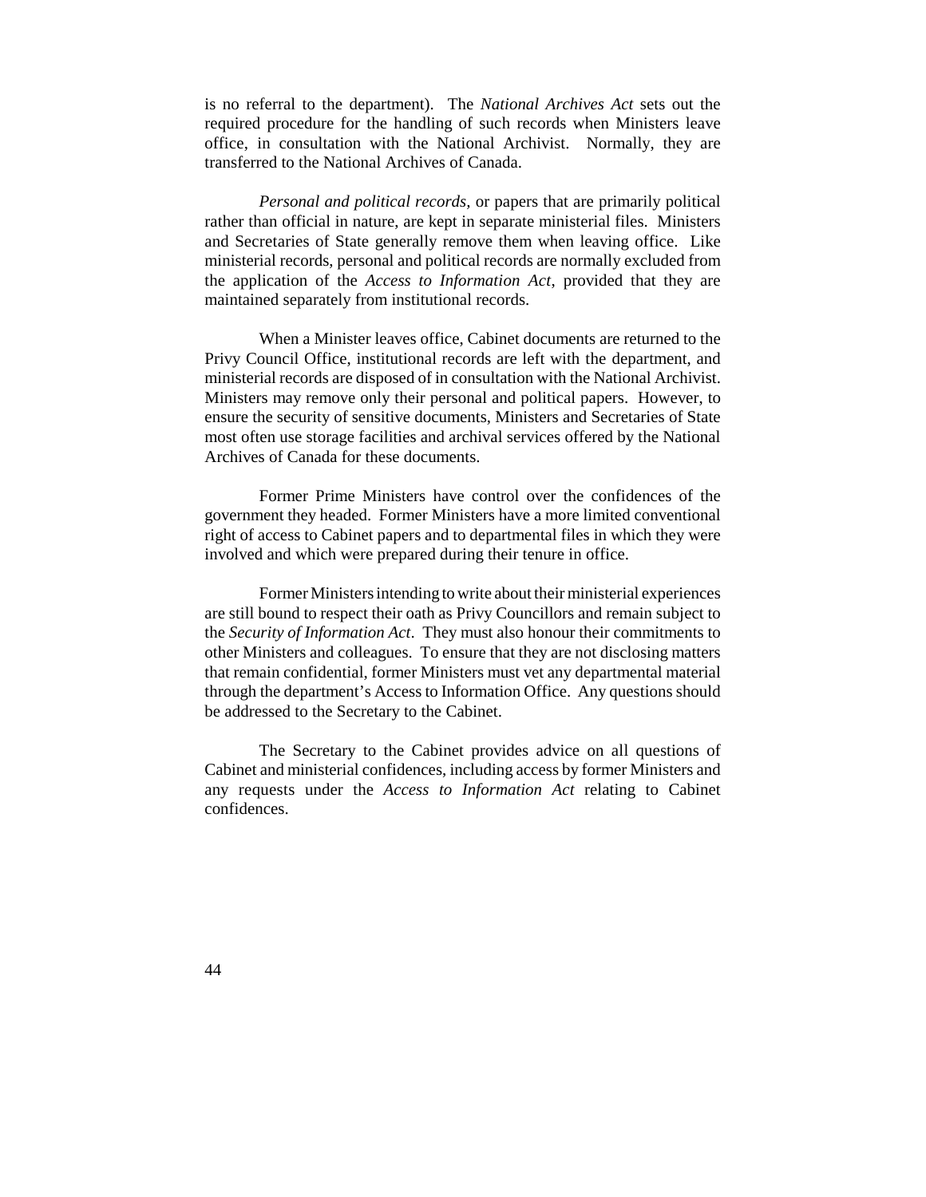is no referral to the department). The *National Archives Act* sets out the required procedure for the handling of such records when Ministers leave office, in consultation with the National Archivist. Normally, they are transferred to the National Archives of Canada.

*Personal and political records*, or papers that are primarily political rather than official in nature, are kept in separate ministerial files. Ministers and Secretaries of State generally remove them when leaving office. Like ministerial records, personal and political records are normally excluded from the application of the *Access to Information Act*, provided that they are maintained separately from institutional records.

When a Minister leaves office, Cabinet documents are returned to the Privy Council Office, institutional records are left with the department, and ministerial records are disposed of in consultation with the National Archivist. Ministers may remove only their personal and political papers. However, to ensure the security of sensitive documents, Ministers and Secretaries of State most often use storage facilities and archival services offered by the National Archives of Canada for these documents.

Former Prime Ministers have control over the confidences of the government they headed. Former Ministers have a more limited conventional right of access to Cabinet papers and to departmental files in which they were involved and which were prepared during their tenure in office.

Former Ministers intending to write about their ministerial experiences are still bound to respect their oath as Privy Councillors and remain subject to the *Security of Information Act*. They must also honour their commitments to other Ministers and colleagues. To ensure that they are not disclosing matters that remain confidential, former Ministers must vet any departmental material through the department's Access to Information Office. Any questions should be addressed to the Secretary to the Cabinet.

The Secretary to the Cabinet provides advice on all questions of Cabinet and ministerial confidences, including access by former Ministers and any requests under the *Access to Information Act* relating to Cabinet confidences.